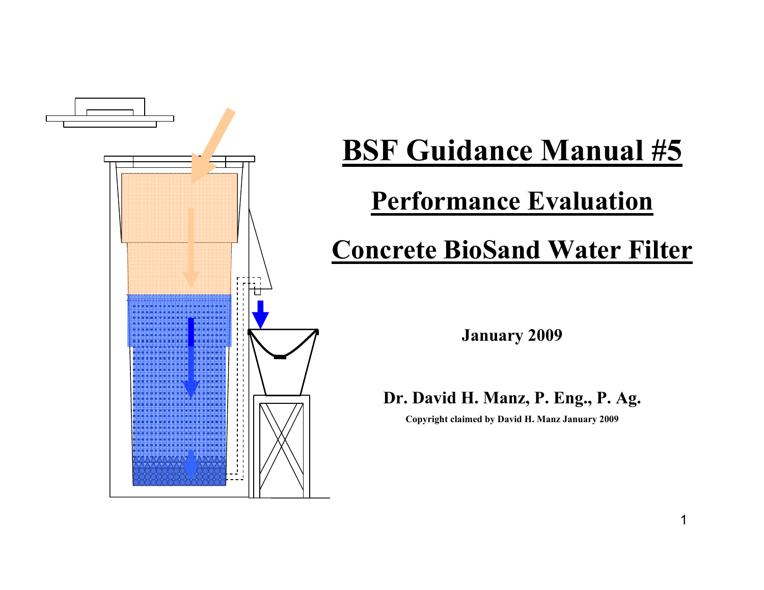# BSF Guidance Manual #5

## Performance Evaluation

## Concrete BioSand Water Filter

**January 2009**

**Dr. David H. Manz, P. Eng., P. Ag.**

**Copyright claimed by David H. Manz January 2009**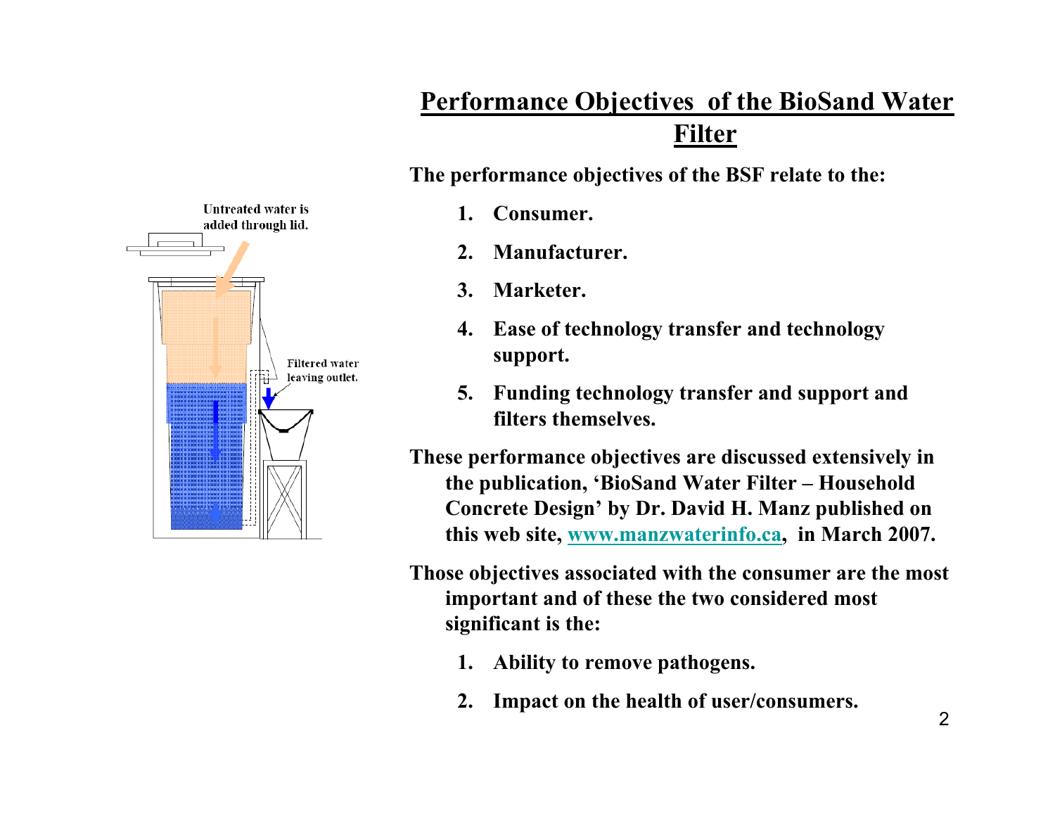## Performance Objectives of the BioSand Water Filter

Untreated water is added through lid.

Filtered water leaving outlet.

**The performance objectives of the BSF relate to the:**

1. **Consumer.**
2. **Manufacturer.**
3. **Marketer.**
4. **Ease of technology transfer and technology support.**
5. **Funding technology transfer and support and filters themselves.**

**These performance objectives are discussed extensively in the publication, 'BioSand Water Filter – Household Concrete Design' by Dr. David H. Manz published on this web site, www.manzwaterinfo.ca, in March 2007.**

**Those objectives associated with the consumer are the most important and of these the two considered most significant is the:**

1. **Ability to remove pathogens.**
2. **Impact on the health of user/consumers.**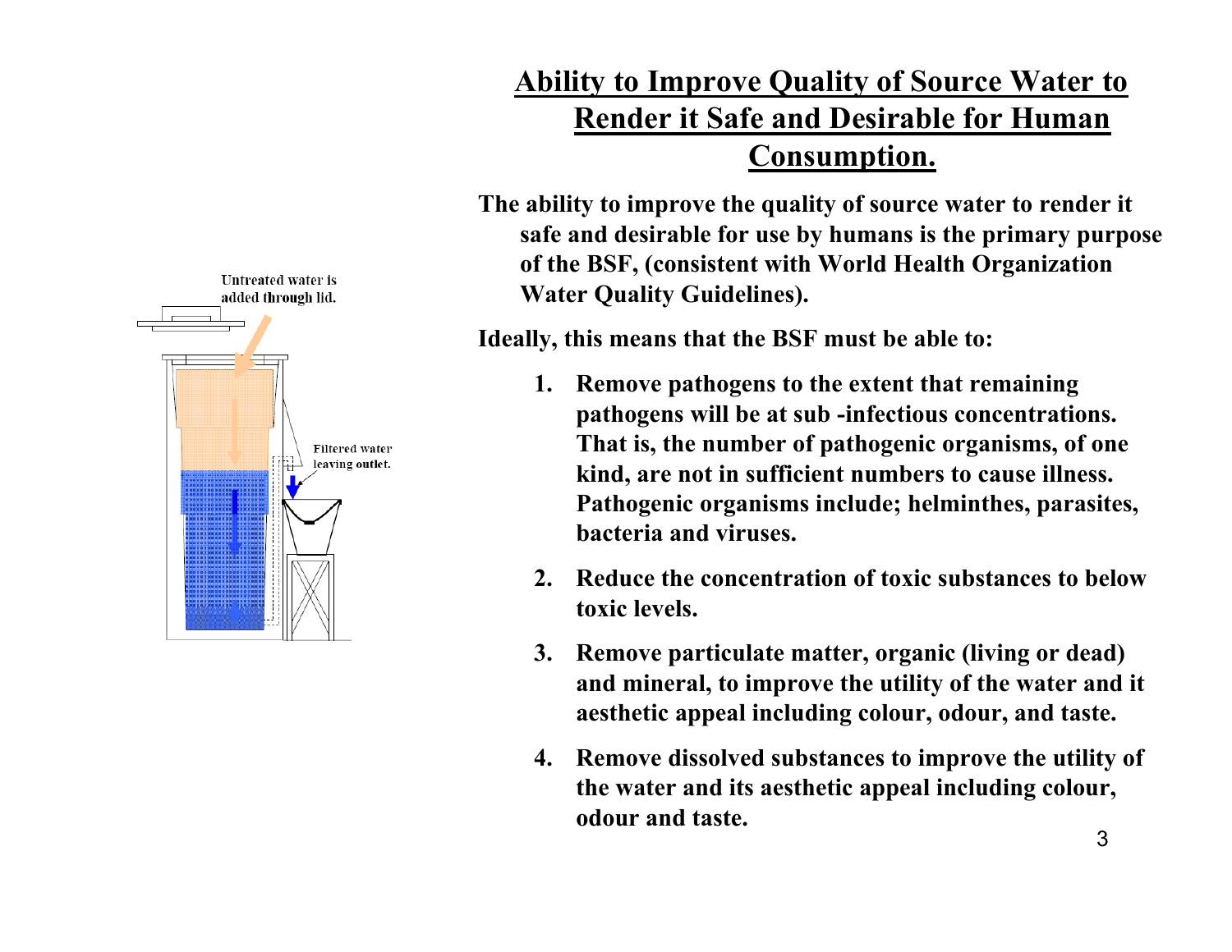Untreated water is added through lid.

Filtered water leaving outlet.

# Ability to Improve Quality of Source Water to Render it Safe and Desirable for Human Consumption.

**The ability to improve the quality of source water to render it safe and desirable for use by humans is the primary purpose of the BSF, (consistent with World Health Organization Water Quality Guidelines).**

**Ideally, this means that the BSF must be able to:**

1. **Remove pathogens to the extent that remaining pathogens will be at sub -infectious concentrations. That is, the number of pathogenic organisms, of one kind, are not in sufficient numbers to cause illness. Pathogenic organisms include; helminthes, parasites, bacteria and viruses.**
2. **Reduce the concentration of toxic substances to below toxic levels.**
3. **Remove particulate matter, organic (living or dead) and mineral, to improve the utility of the water and it aesthetic appeal including colour, odour, and taste.**
4. **Remove dissolved substances to improve the utility of the water and its aesthetic appeal including colour, odour and taste.**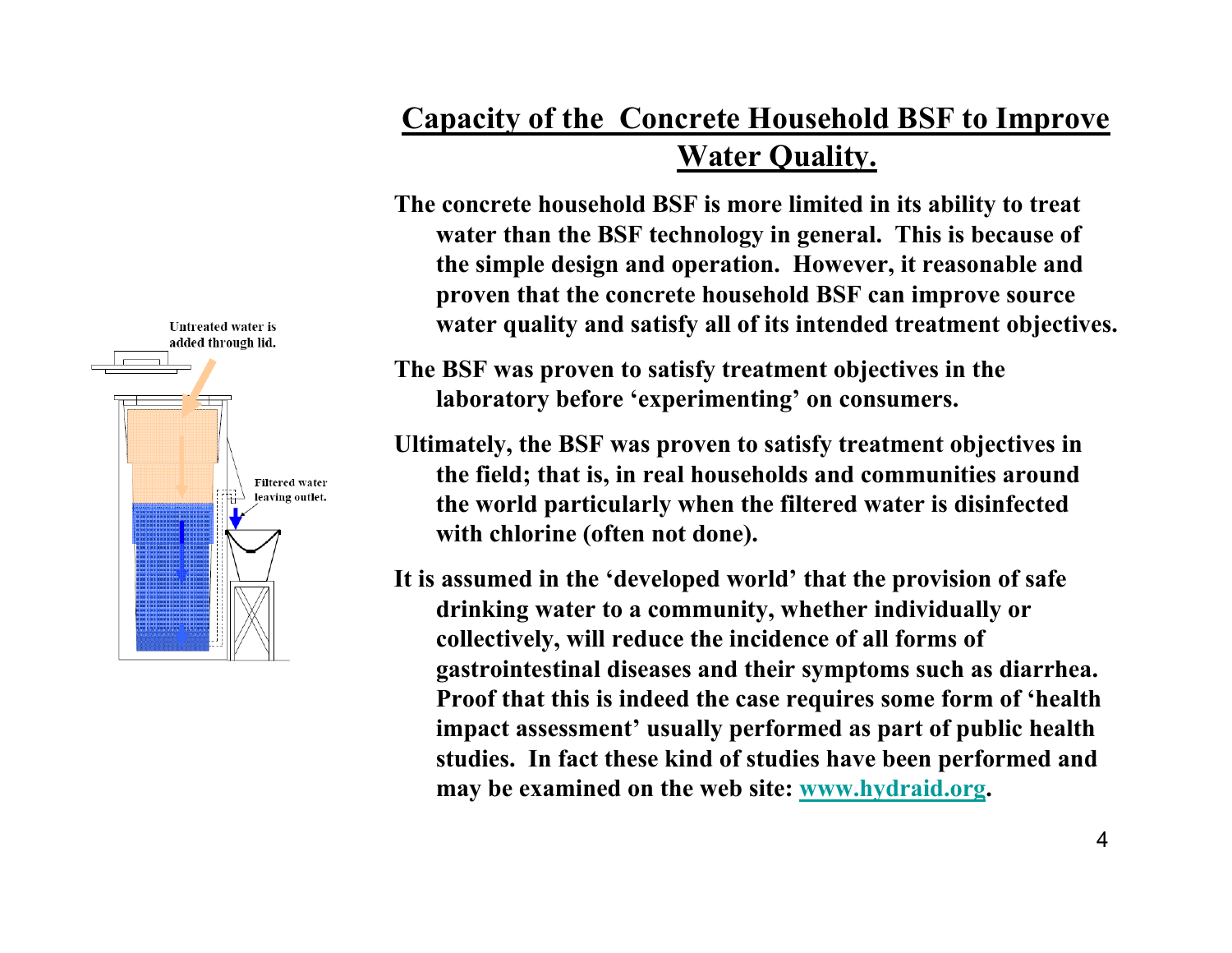# Capacity of the Concrete Household BSF to Improve Water Quality.

Untreated water is added through lid.

Filtered water leaving outlet.

The concrete household BSF is more limited in its ability to treat water than the BSF technology in general. This is because of the simple design and operation. However, it reasonable and proven that the concrete household BSF can improve source water quality and satisfy all of its intended treatment objectives.

The BSF was proven to satisfy treatment objectives in the laboratory before 'experimenting' on consumers.

Ultimately, the BSF was proven to satisfy treatment objectives in the field; that is, in real households and communities around the world particularly when the filtered water is disinfected with chlorine (often not done).

It is assumed in the 'developed world' that the provision of safe drinking water to a community, whether individually or collectively, will reduce the incidence of all forms of gastrointestinal diseases and their symptoms such as diarrhea. Proof that this is indeed the case requires some form of 'health impact assessment' usually performed as part of public health studies. In fact these kind of studies have been performed and may be examined on the web site: www.hydraid.org.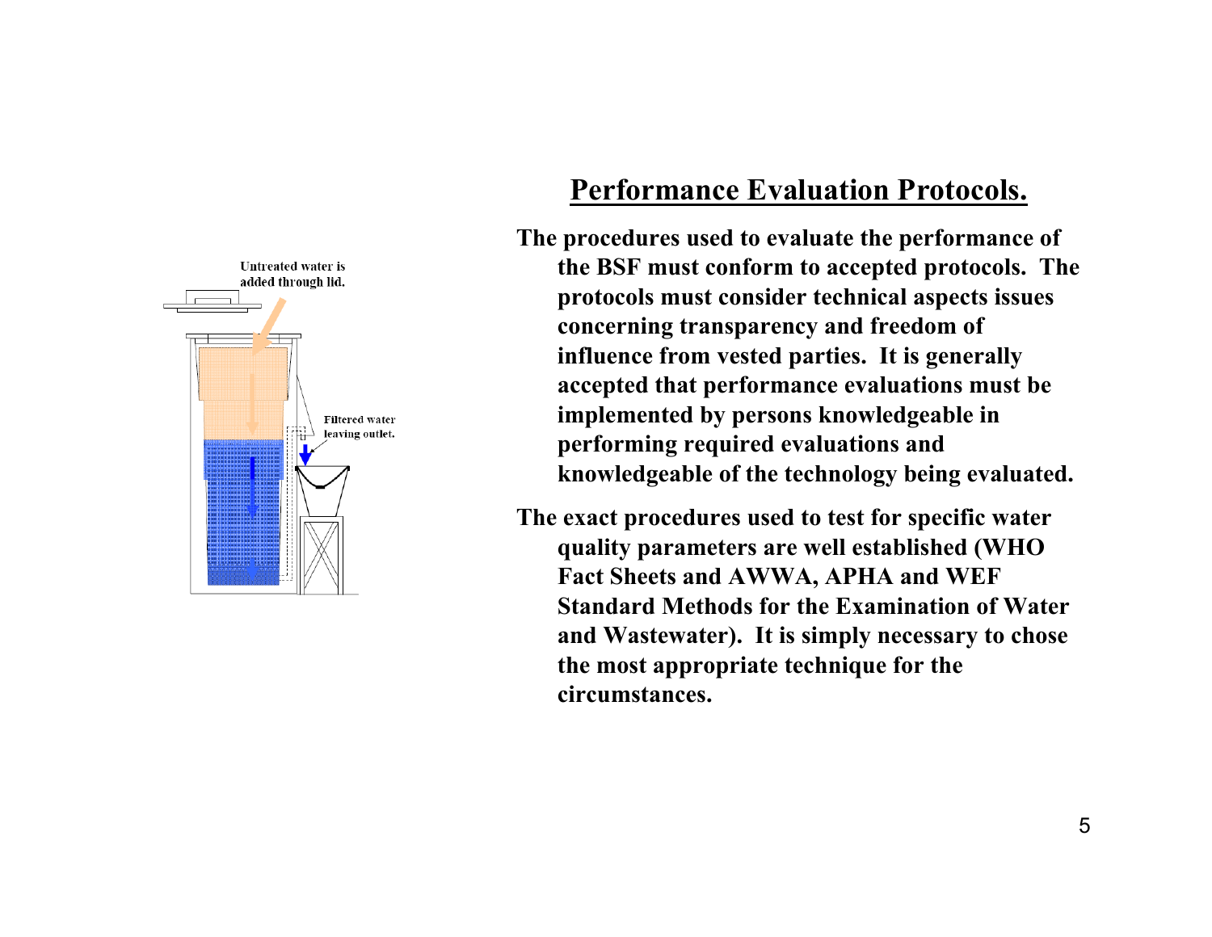Untreated water is added through lid.

Filtered water leaving outlet.

## Performance Evaluation Protocols.

**The procedures used to evaluate the performance of the BSF must conform to accepted protocols. The protocols must consider technical aspects issues concerning transparency and freedom of influence from vested parties. It is generally accepted that performance evaluations must be implemented by persons knowledgeable in performing required evaluations and knowledgeable of the technology being evaluated.**

**The exact procedures used to test for specific water quality parameters are well established (WHO Fact Sheets and AWWA, APHA and WEF Standard Methods for the Examination of Water and Wastewater). It is simply necessary to chose the most appropriate technique for the circumstances.**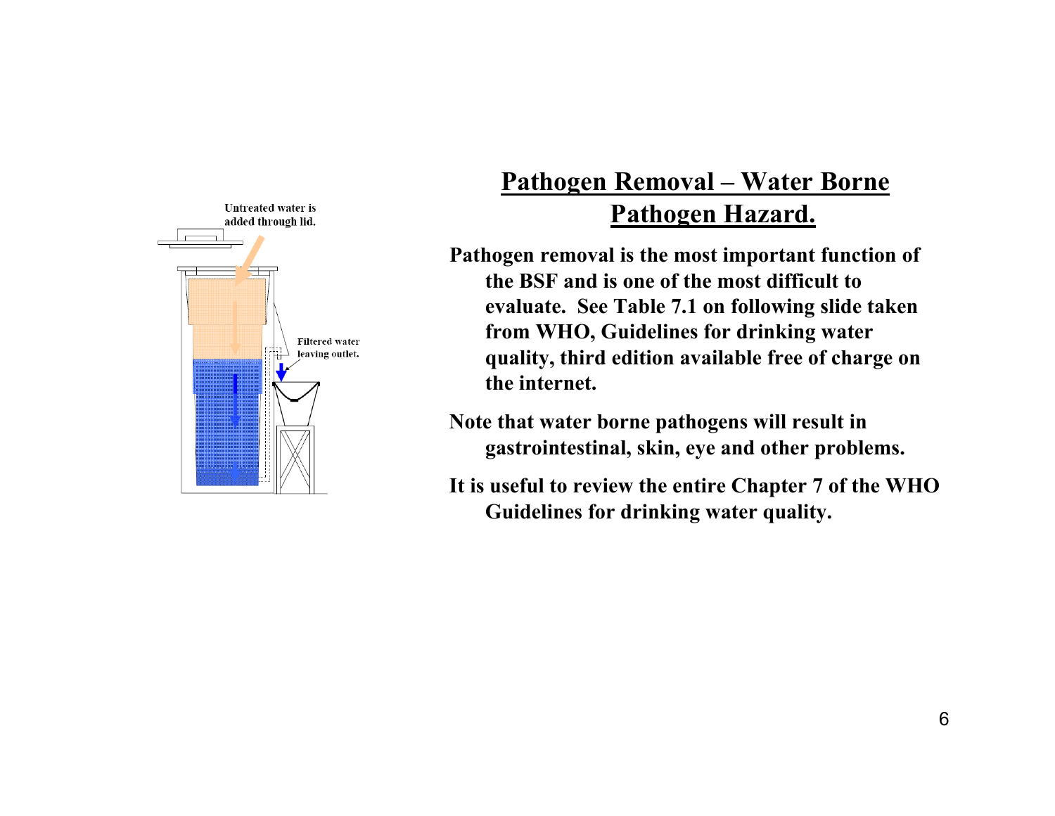Untreated water is added through lid.

Filtered water leaving outlet.

## Pathogen Removal – Water Borne Pathogen Hazard.

**Pathogen removal is the most important function of the BSF and is one of the most difficult to evaluate. See Table 7.1 on following slide taken from WHO, Guidelines for drinking water quality, third edition available free of charge on the internet.**

**Note that water borne pathogens will result in gastrointestinal, skin, eye and other problems.**

**It is useful to review the entire Chapter 7 of the WHO Guidelines for drinking water quality.**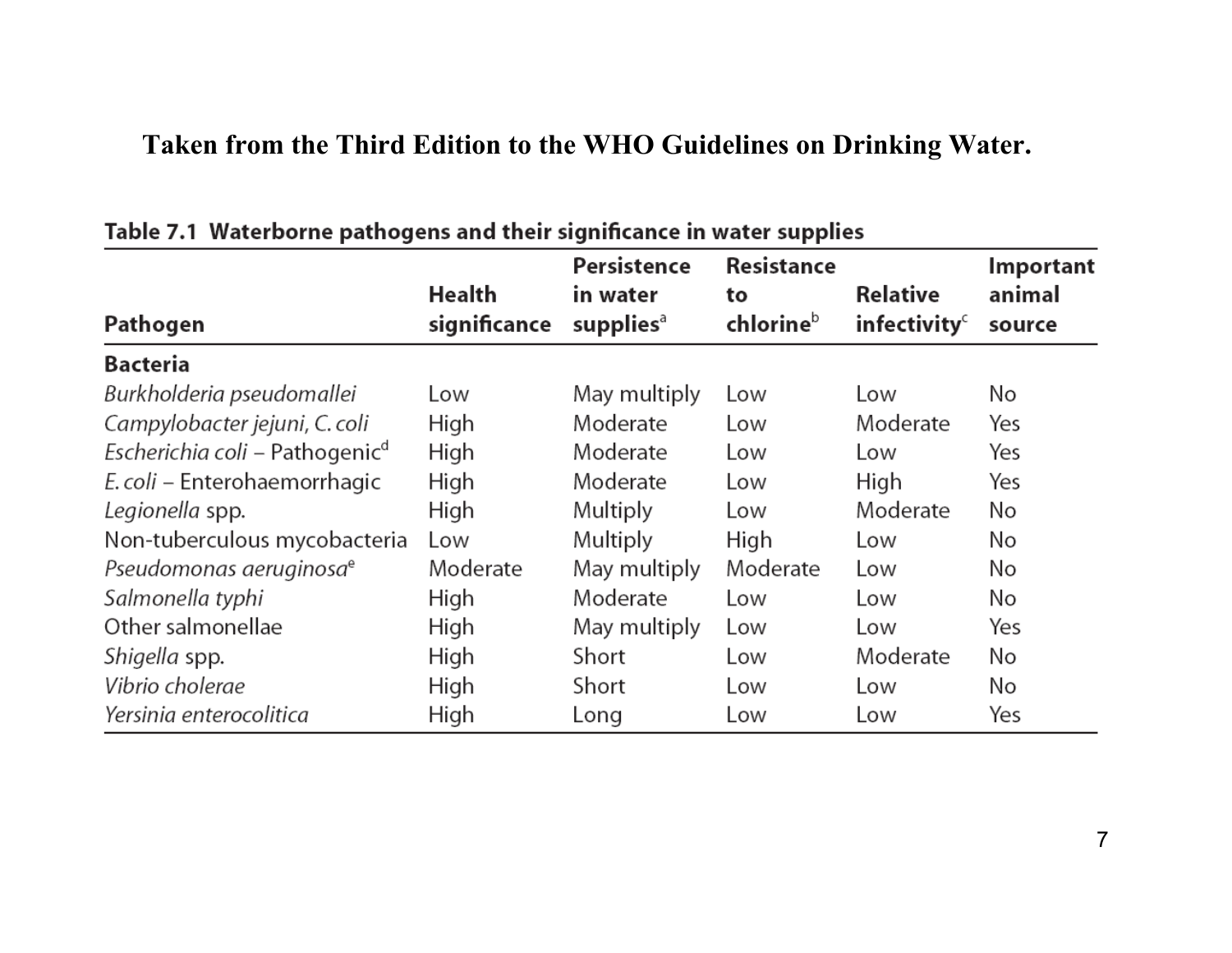**Taken from the Third Edition to the WHO Guidelines on Drinking Water.**

**Table 7.1 Waterborne pathogens and their significance in water supplies**

| Pathogen | Health significance | Persistence in water supplies[a] | Resistance to chlorine[b] | Relative infectivity[c] | Important animal source |
|---|---|---|---|---|---|
| **Bacteria** | | | | | |
| *Burkholderia pseudomallei* | Low | May multiply | Low | Low | No |
| *Campylobacter jejuni, C. coli* | High | Moderate | Low | Moderate | Yes |
| *Escherichia coli* – Pathogenic[d] | High | Moderate | Low | Low | Yes |
| *E. coli* – Enterohaemorrhagic | High | Moderate | Low | High | Yes |
| *Legionella* spp. | High | Multiply | Low | Moderate | No |
| Non-tuberculous mycobacteria | Low | Multiply | High | Low | No |
| *Pseudomonas aeruginosa*[e] | Moderate | May multiply | Moderate | Low | No |
| *Salmonella typhi* | High | Moderate | Low | Low | No |
| Other salmonellae | High | May multiply | Low | Low | Yes |
| *Shigella* spp. | High | Short | Low | Moderate | No |
| *Vibrio cholerae* | High | Short | Low | Low | No |
| *Yersinia enterocolitica* | High | Long | Low | Low | Yes |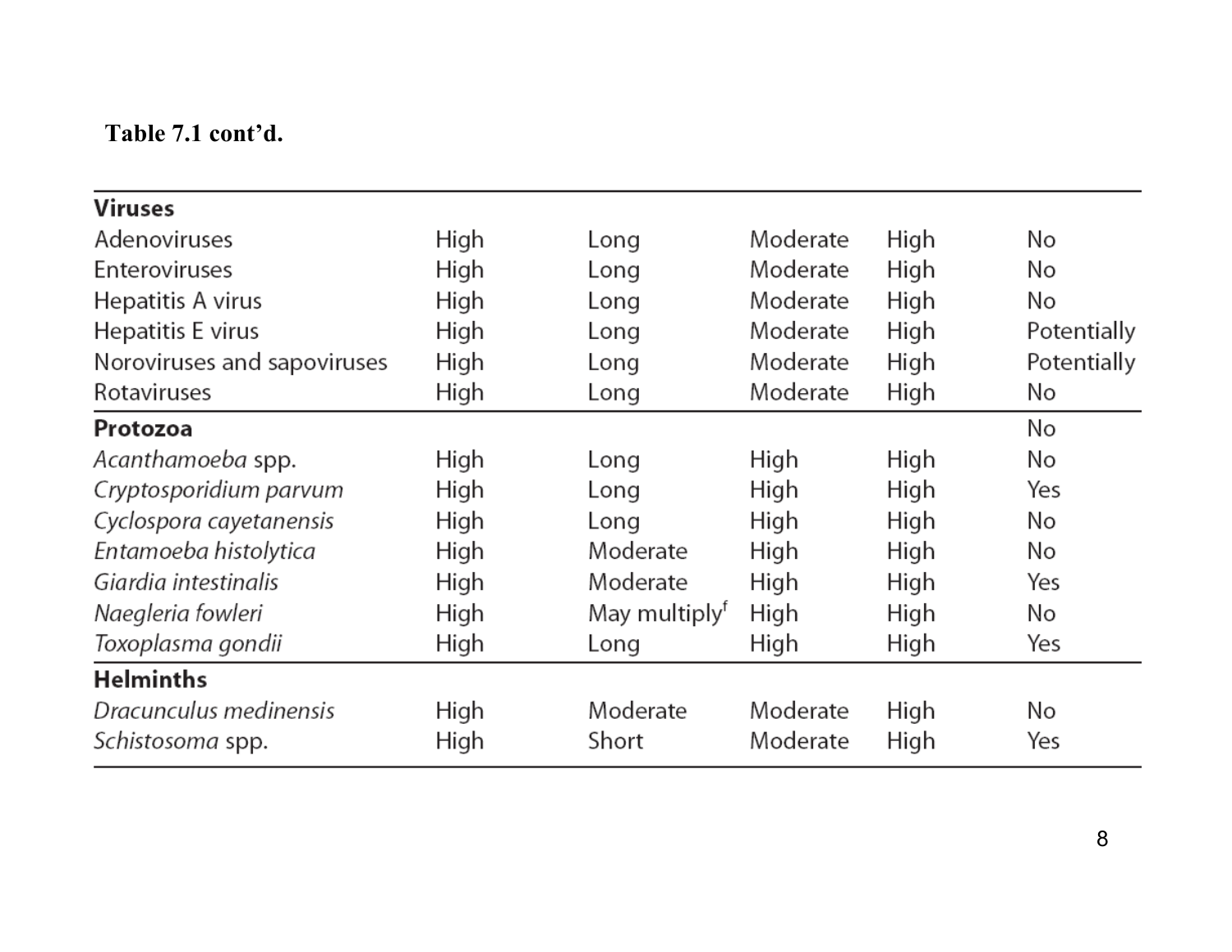**Table 7.1 cont'd.**

| | | | | | |
|---|---|---|---|---|---|
| **Viruses** | | | | | |
| Adenoviruses | High | Long | Moderate | High | No |
| Enteroviruses | High | Long | Moderate | High | No |
| Hepatitis A virus | High | Long | Moderate | High | No |
| Hepatitis E virus | High | Long | Moderate | High | Potentially |
| Noroviruses and sapoviruses | High | Long | Moderate | High | Potentially |
| Rotaviruses | High | Long | Moderate | High | No |
| **Protozoa** | | | | | No |
| *Acanthamoeba* spp. | High | Long | High | High | No |
| *Cryptosporidium parvum* | High | Long | High | High | Yes |
| *Cyclospora cayetanensis* | High | Long | High | High | No |
| *Entamoeba histolytica* | High | Moderate | High | High | No |
| *Giardia intestinalis* | High | Moderate | High | High | Yes |
| *Naegleria fowleri* | High | May multiply[f] | High | High | No |
| *Toxoplasma gondii* | High | Long | High | High | Yes |
| **Helminths** | | | | | |
| *Dracunculus medinensis* | High | Moderate | Moderate | High | No |
| *Schistosoma* spp. | High | Short | Moderate | High | Yes |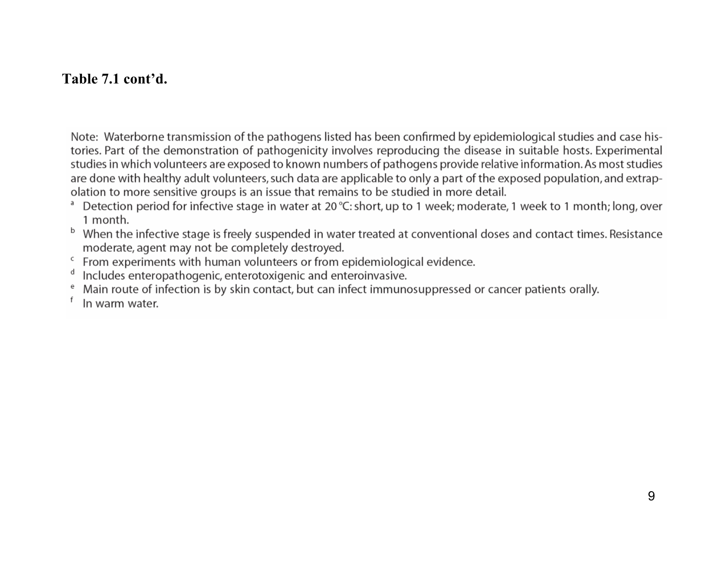**Table 7.1 cont'd.**

Note: Waterborne transmission of the pathogens listed has been confirmed by epidemiological studies and case histories. Part of the demonstration of pathogenicity involves reproducing the disease in suitable hosts. Experimental studies in which volunteers are exposed to known numbers of pathogens provide relative information. As most studies are done with healthy adult volunteers, such data are applicable to only a part of the exposed population, and extrapolation to more sensitive groups is an issue that remains to be studied in more detail.

[a] Detection period for infective stage in water at 20 °C: short, up to 1 week; moderate, 1 week to 1 month; long, over 1 month.

[b] When the infective stage is freely suspended in water treated at conventional doses and contact times. Resistance moderate, agent may not be completely destroyed.

[c] From experiments with human volunteers or from epidemiological evidence.

[d] Includes enteropathogenic, enterotoxigenic and enteroinvasive.

[e] Main route of infection is by skin contact, but can infect immunosuppressed or cancer patients orally.

[f] In warm water.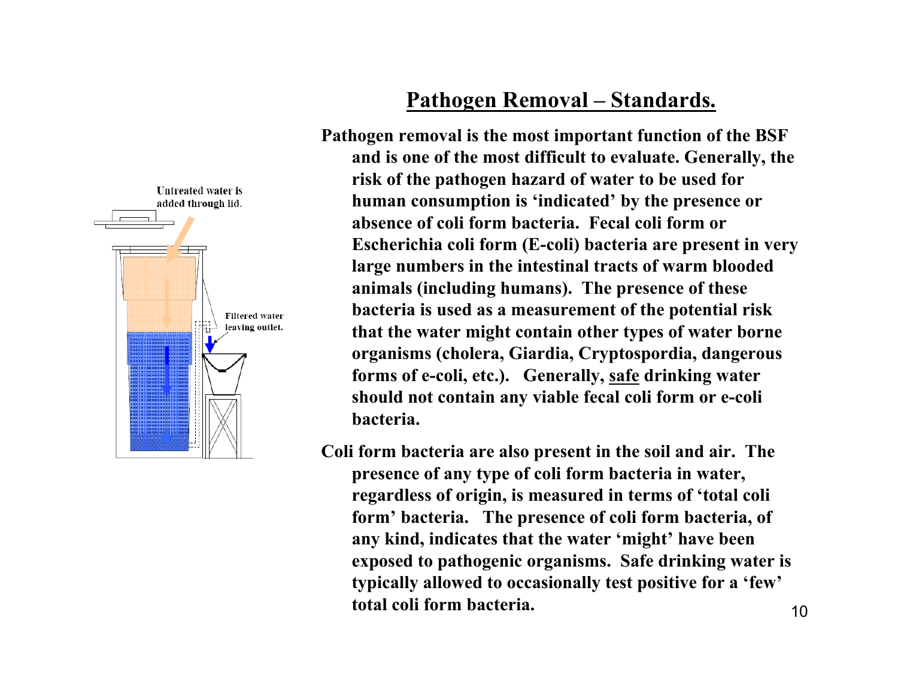## Pathogen Removal – Standards.

Untreated water is added through lid.

Filtered water leaving outlet.

**Pathogen removal is the most important function of the BSF and is one of the most difficult to evaluate. Generally, the risk of the pathogen hazard of water to be used for human consumption is 'indicated' by the presence or absence of coli form bacteria. Fecal coli form or Escherichia coli form (E-coli) bacteria are present in very large numbers in the intestinal tracts of warm blooded animals (including humans). The presence of these bacteria is used as a measurement of the potential risk that the water might contain other types of water borne organisms (cholera, Giardia, Cryptospordia, dangerous forms of e-coli, etc.). Generally, safe drinking water should not contain any viable fecal coli form or e-coli bacteria.**

**Coli form bacteria are also present in the soil and air. The presence of any type of coli form bacteria in water, regardless of origin, is measured in terms of 'total coli form' bacteria. The presence of coli form bacteria, of any kind, indicates that the water 'might' have been exposed to pathogenic organisms. Safe drinking water is typically allowed to occasionally test positive for a 'few' total coli form bacteria.**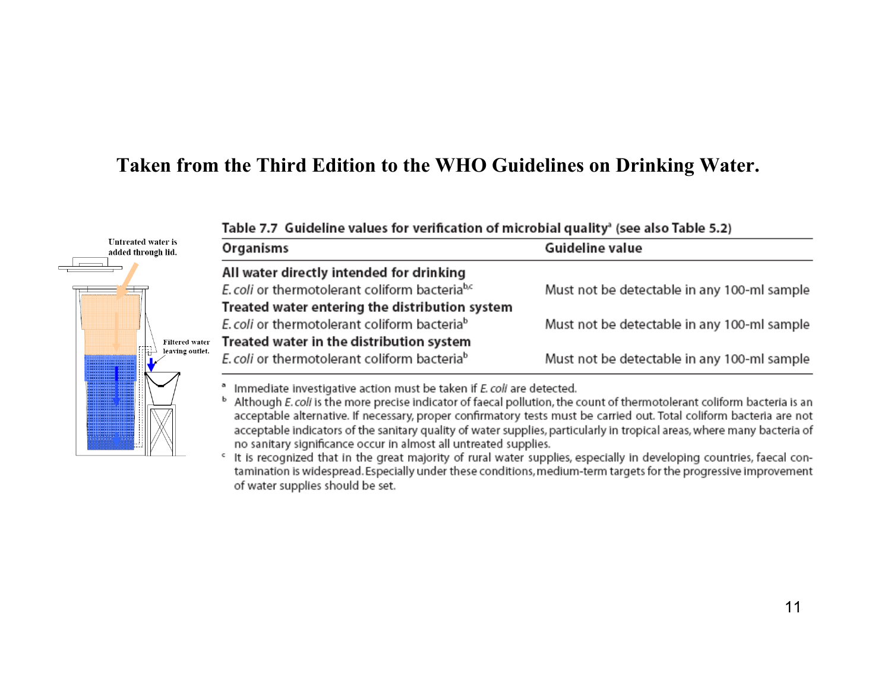**Taken from the Third Edition to the WHO Guidelines on Drinking Water.**

Untreated water is added through lid.

Filtered water leaving outlet.

**Table 7.7 Guideline values for verification of microbial quality[a] (see also Table 5.2)**

| Organisms | Guideline value |
|---|---|
| **All water directly intended for drinking** | |
| *E. coli* or thermotolerant coliform bacteria[b,c] | Must not be detectable in any 100-ml sample |
| **Treated water entering the distribution system** | |
| *E. coli* or thermotolerant coliform bacteria[b] | Must not be detectable in any 100-ml sample |
| **Treated water in the distribution system** | |
| *E. coli* or thermotolerant coliform bacteria[b] | Must not be detectable in any 100-ml sample |

[a] Immediate investigative action must be taken if *E. coli* are detected.

[b] Although *E. coli* is the more precise indicator of faecal pollution, the count of thermotolerant coliform bacteria is an acceptable alternative. If necessary, proper confirmatory tests must be carried out. Total coliform bacteria are not acceptable indicators of the sanitary quality of water supplies, particularly in tropical areas, where many bacteria of no sanitary significance occur in almost all untreated supplies.

[c] It is recognized that in the great majority of rural water supplies, especially in developing countries, faecal contamination is widespread. Especially under these conditions, medium-term targets for the progressive improvement of water supplies should be set.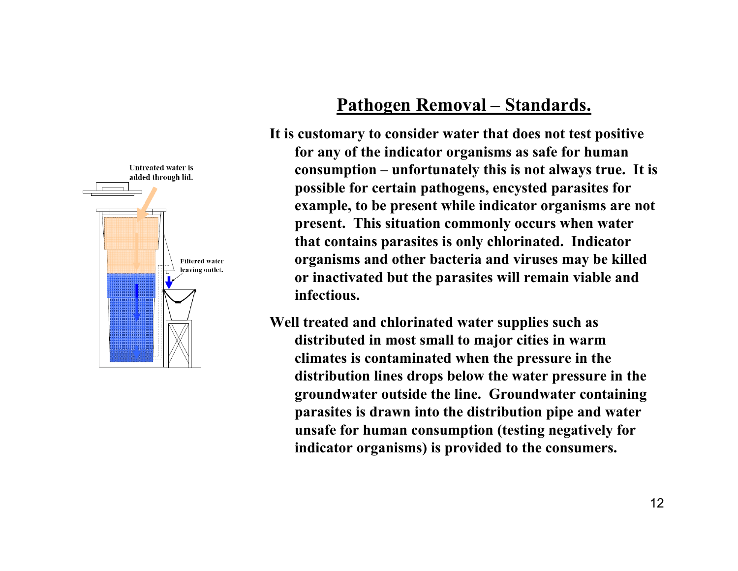Untreated water is added through lid.

Filtered water leaving outlet.

## Pathogen Removal – Standards.

**It is customary to consider water that does not test positive for any of the indicator organisms as safe for human consumption – unfortunately this is not always true. It is possible for certain pathogens, encysted parasites for example, to be present while indicator organisms are not present. This situation commonly occurs when water that contains parasites is only chlorinated. Indicator organisms and other bacteria and viruses may be killed or inactivated but the parasites will remain viable and infectious.**

**Well treated and chlorinated water supplies such as distributed in most small to major cities in warm climates is contaminated when the pressure in the distribution lines drops below the water pressure in the groundwater outside the line. Groundwater containing parasites is drawn into the distribution pipe and water unsafe for human consumption (testing negatively for indicator organisms) is provided to the consumers.**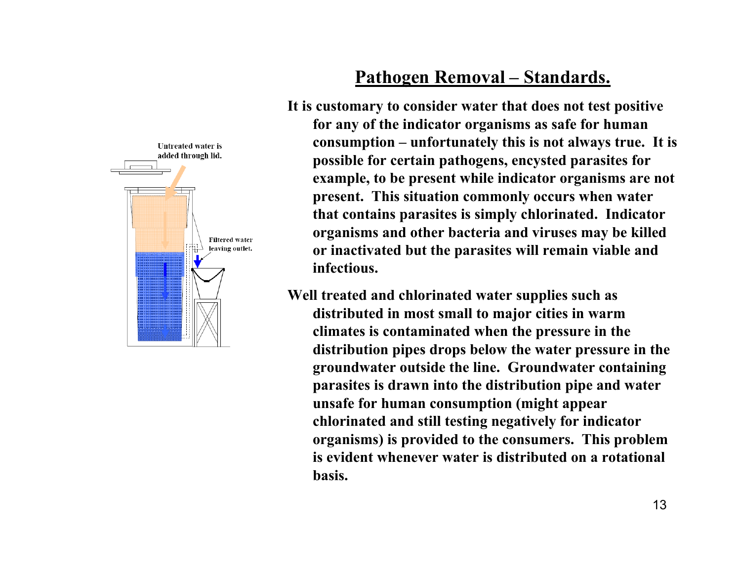Untreated water is added through lid.

Filtered water leaving outlet.

## Pathogen Removal – Standards.

**It is customary to consider water that does not test positive for any of the indicator organisms as safe for human consumption – unfortunately this is not always true. It is possible for certain pathogens, encysted parasites for example, to be present while indicator organisms are not present. This situation commonly occurs when water that contains parasites is simply chlorinated. Indicator organisms and other bacteria and viruses may be killed or inactivated but the parasites will remain viable and infectious.**

**Well treated and chlorinated water supplies such as distributed in most small to major cities in warm climates is contaminated when the pressure in the distribution pipes drops below the water pressure in the groundwater outside the line. Groundwater containing parasites is drawn into the distribution pipe and water unsafe for human consumption (might appear chlorinated and still testing negatively for indicator organisms) is provided to the consumers. This problem is evident whenever water is distributed on a rotational basis.**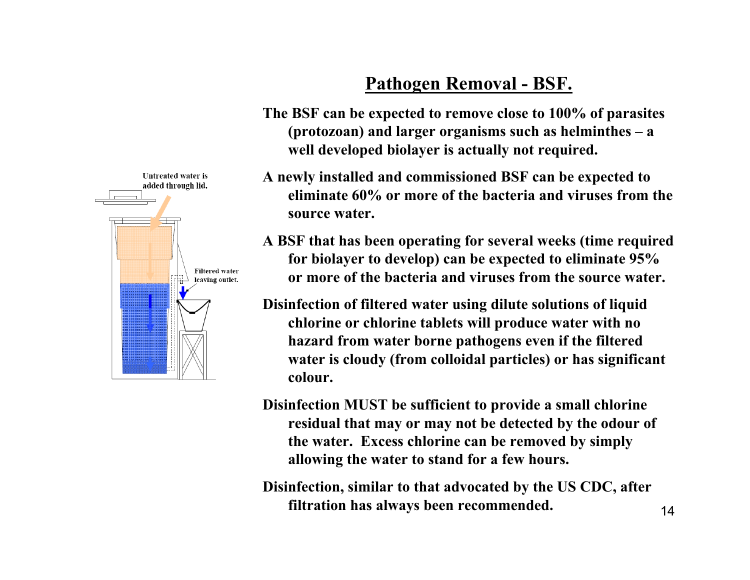## Pathogen Removal - BSF.

Untreated water is added through lid.

Filtered water leaving outlet.

The BSF can be expected to remove close to 100% of parasites (protozoan) and larger organisms such as helminthes – a well developed biolayer is actually not required.

A newly installed and commissioned BSF can be expected to eliminate 60% or more of the bacteria and viruses from the source water.

A BSF that has been operating for several weeks (time required for biolayer to develop) can be expected to eliminate 95% or more of the bacteria and viruses from the source water.

Disinfection of filtered water using dilute solutions of liquid chlorine or chlorine tablets will produce water with no hazard from water borne pathogens even if the filtered water is cloudy (from colloidal particles) or has significant colour.

Disinfection MUST be sufficient to provide a small chlorine residual that may or may not be detected by the odour of the water. Excess chlorine can be removed by simply allowing the water to stand for a few hours.

Disinfection, similar to that advocated by the US CDC, after filtration has always been recommended.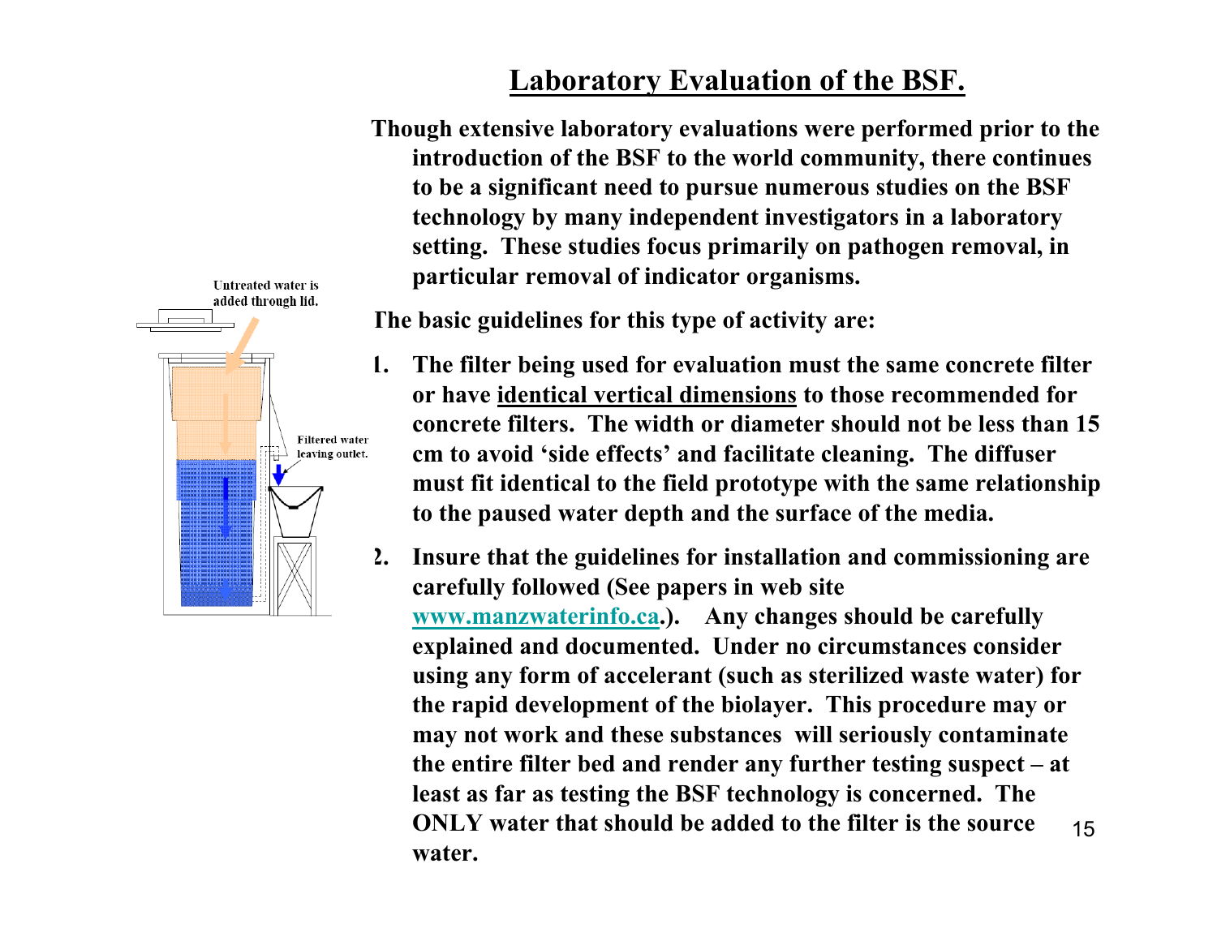## Laboratory Evaluation of the BSF.

**Though extensive laboratory evaluations were performed prior to the introduction of the BSF to the world community, there continues to be a significant need to pursue numerous studies on the BSF technology by many independent investigators in a laboratory setting. These studies focus primarily on pathogen removal, in particular removal of indicator organisms.**

Untreated water is added through lid.

Filtered water leaving outlet.

**The basic guidelines for this type of activity are:**

1. **The filter being used for evaluation must the same concrete filter or have identical vertical dimensions to those recommended for concrete filters. The width or diameter should not be less than 15 cm to avoid 'side effects' and facilitate cleaning. The diffuser must fit identical to the field prototype with the same relationship to the paused water depth and the surface of the media.**
2. **Insure that the guidelines for installation and commissioning are carefully followed (See papers in web site www.manzwaterinfo.ca.). Any changes should be carefully explained and documented. Under no circumstances consider using any form of accelerant (such as sterilized waste water) for the rapid development of the biolayer. This procedure may or may not work and these substances will seriously contaminate the entire filter bed and render any further testing suspect – at least as far as testing the BSF technology is concerned. The ONLY water that should be added to the filter is the source water.**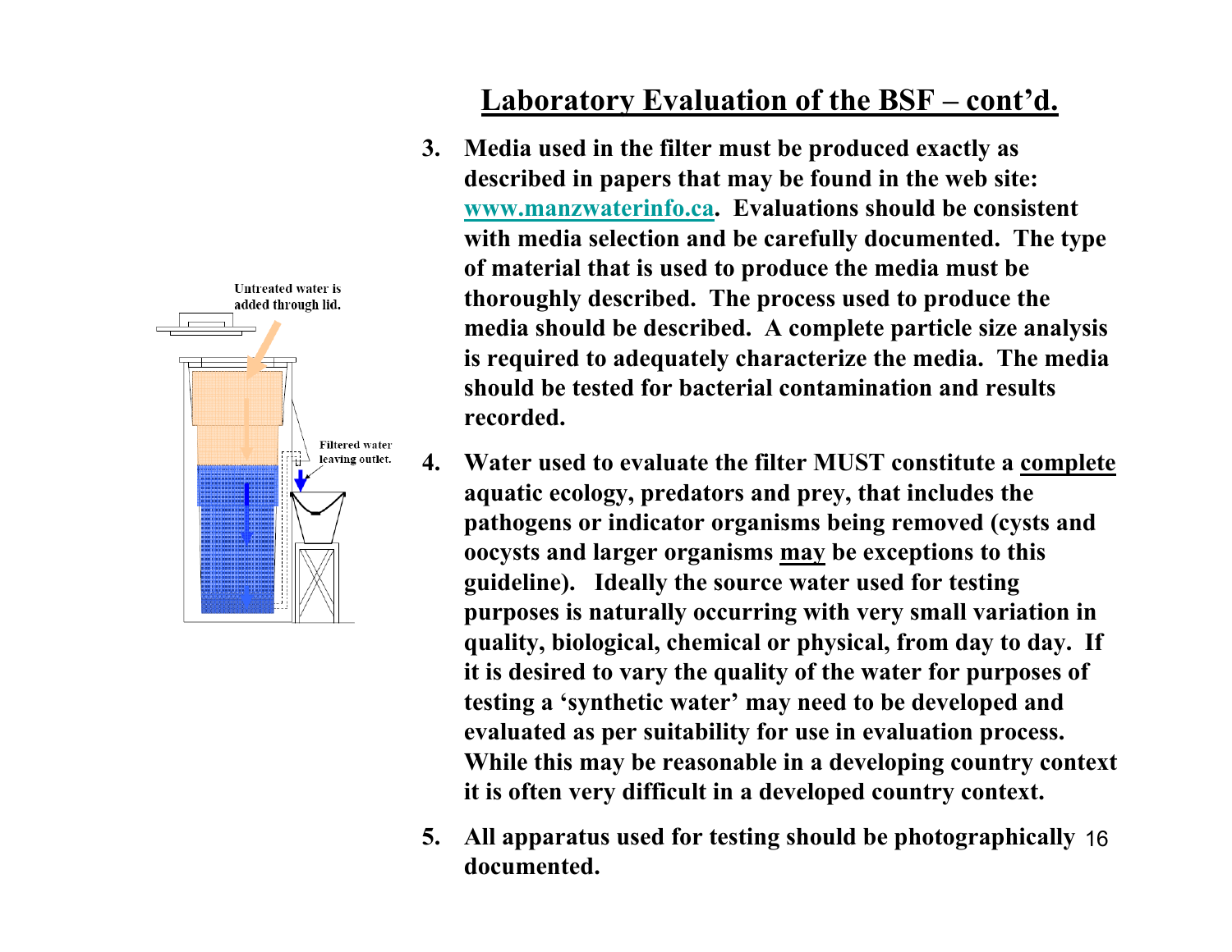## Laboratory Evaluation of the BSF – cont'd.

Untreated water is added through lid.

Filtered water leaving outlet.

3. **Media used in the filter must be produced exactly as described in papers that may be found in the web site: www.manzwaterinfo.ca. Evaluations should be consistent with media selection and be carefully documented. The type of material that is used to produce the media must be thoroughly described. The process used to produce the media should be described. A complete particle size analysis is required to adequately characterize the media. The media should be tested for bacterial contamination and results recorded.**

4. **Water used to evaluate the filter MUST constitute a complete aquatic ecology, predators and prey, that includes the pathogens or indicator organisms being removed (cysts and oocysts and larger organisms may be exceptions to this guideline). Ideally the source water used for testing purposes is naturally occurring with very small variation in quality, biological, chemical or physical, from day to day. If it is desired to vary the quality of the water for purposes of testing a 'synthetic water' may need to be developed and evaluated as per suitability for use in evaluation process. While this may be reasonable in a developing country context it is often very difficult in a developed country context.**

5. **All apparatus used for testing should be photographically documented.**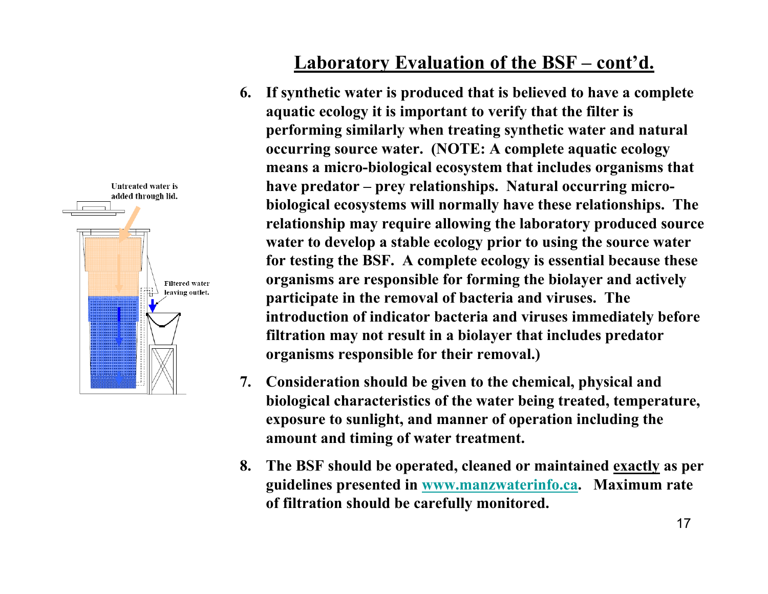## Laboratory Evaluation of the BSF – cont'd.

Untreated water is added through lid.

Filtered water leaving outlet.

6. **If synthetic water is produced that is believed to have a complete aquatic ecology it is important to verify that the filter is performing similarly when treating synthetic water and natural occurring source water. (NOTE: A complete aquatic ecology means a micro-biological ecosystem that includes organisms that have predator – prey relationships. Natural occurring micro-biological ecosystems will normally have these relationships. The relationship may require allowing the laboratory produced source water to develop a stable ecology prior to using the source water for testing the BSF. A complete ecology is essential because these organisms are responsible for forming the biolayer and actively participate in the removal of bacteria and viruses. The introduction of indicator bacteria and viruses immediately before filtration may not result in a biolayer that includes predator organisms responsible for their removal.)**

7. **Consideration should be given to the chemical, physical and biological characteristics of the water being treated, temperature, exposure to sunlight, and manner of operation including the amount and timing of water treatment.**

8. **The BSF should be operated, cleaned or maintained exactly as per guidelines presented in www.manzwaterinfo.ca. Maximum rate of filtration should be carefully monitored.**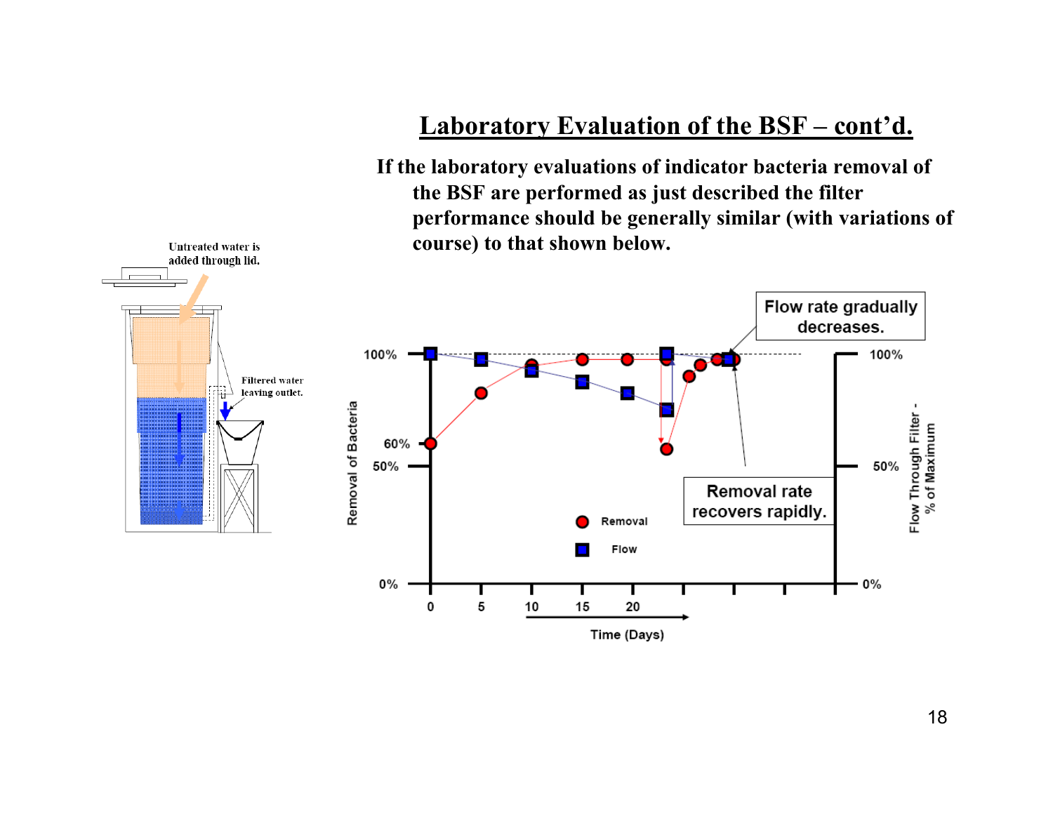## Laboratory Evaluation of the BSF – cont'd.

If the laboratory evaluations of indicator bacteria removal of the BSF are performed as just described the filter performance should be generally similar (with variations of course) to that shown below.

Untreated water is added through lid.

Filtered water leaving outlet.

Flow rate gradually decreases.

Removal rate recovers rapidly.

100%

60%

50%

0%

Removal of Bacteria

Removal

Flow

0

5

10

15

20

Time (Days)

100%

50%

0%

Flow Through Filter - % of Maximum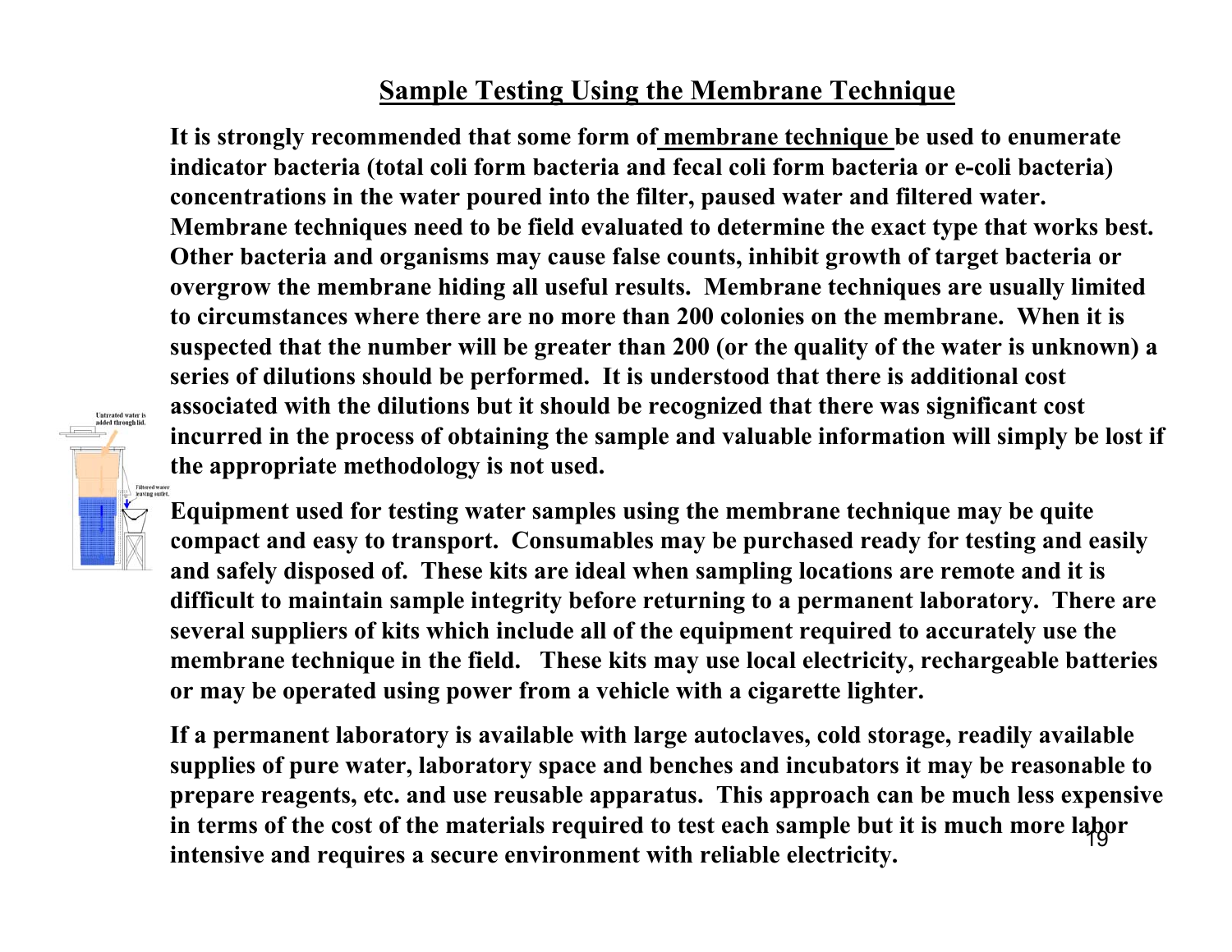## Sample Testing Using the Membrane Technique

**It is strongly recommended that some form of membrane technique be used to enumerate indicator bacteria (total coli form bacteria and fecal coli form bacteria or e-coli bacteria) concentrations in the water poured into the filter, paused water and filtered water. Membrane techniques need to be field evaluated to determine the exact type that works best. Other bacteria and organisms may cause false counts, inhibit growth of target bacteria or overgrow the membrane hiding all useful results. Membrane techniques are usually limited to circumstances where there are no more than 200 colonies on the membrane. When it is suspected that the number will be greater than 200 (or the quality of the water is unknown) a series of dilutions should be performed. It is understood that there is additional cost associated with the dilutions but it should be recognized that there was significant cost incurred in the process of obtaining the sample and valuable information will simply be lost if the appropriate methodology is not used.**

**Equipment used for testing water samples using the membrane technique may be quite compact and easy to transport. Consumables may be purchased ready for testing and easily and safely disposed of. These kits are ideal when sampling locations are remote and it is difficult to maintain sample integrity before returning to a permanent laboratory. There are several suppliers of kits which include all of the equipment required to accurately use the membrane technique in the field. These kits may use local electricity, rechargeable batteries or may be operated using power from a vehicle with a cigarette lighter.**

**If a permanent laboratory is available with large autoclaves, cold storage, readily available supplies of pure water, laboratory space and benches and incubators it may be reasonable to prepare reagents, etc. and use reusable apparatus. This approach can be much less expensive in terms of the cost of the materials required to test each sample but it is much more labor intensive and requires a secure environment with reliable electricity.**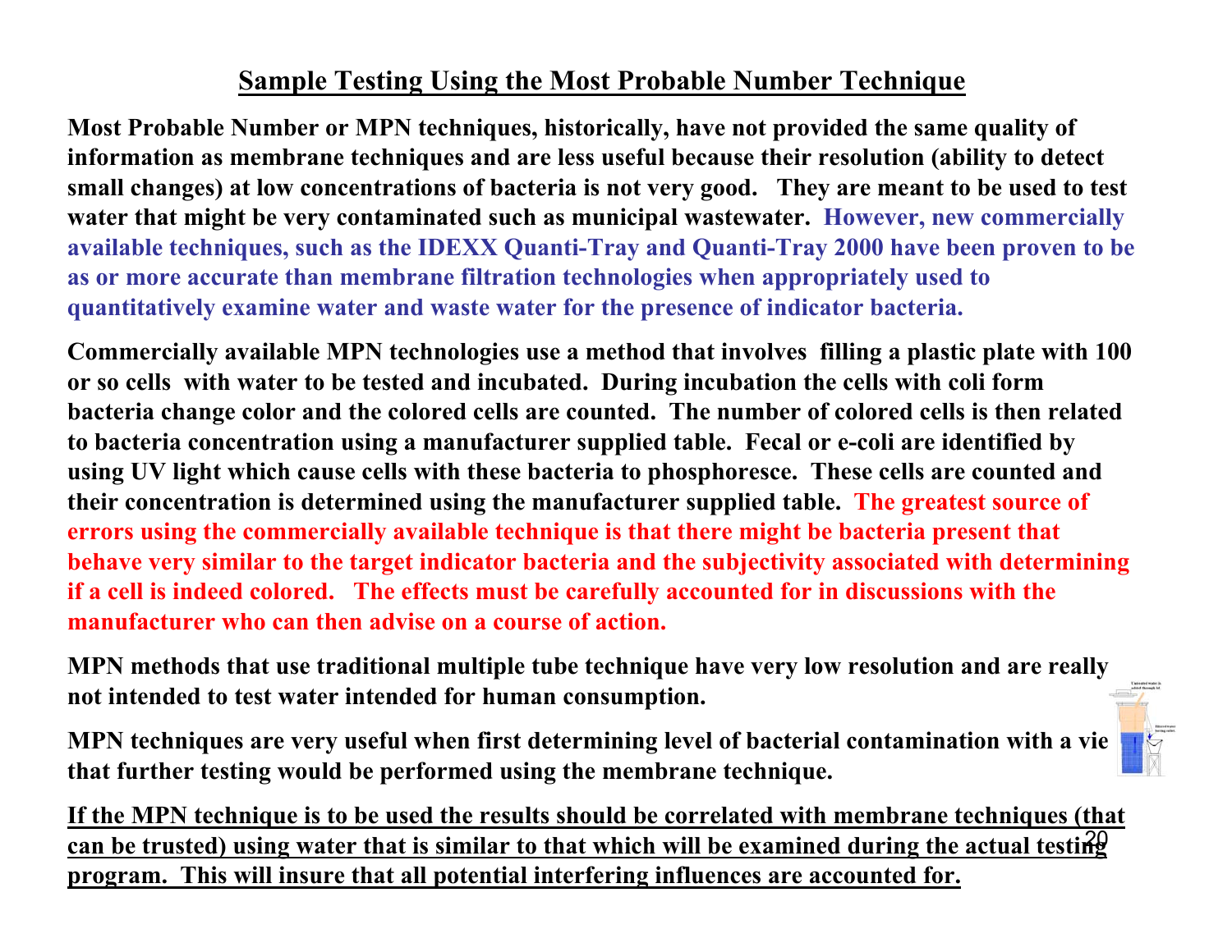# Sample Testing Using the Most Probable Number Technique

**Most Probable Number or MPN techniques, historically, have not provided the same quality of information as membrane techniques and are less useful because their resolution (ability to detect small changes) at low concentrations of bacteria is not very good. They are meant to be used to test water that might be very contaminated such as municipal wastewater. However, new commercially available techniques, such as the IDEXX Quanti-Tray and Quanti-Tray 2000 have been proven to be as or more accurate than membrane filtration technologies when appropriately used to quantitatively examine water and waste water for the presence of indicator bacteria.**

**Commercially available MPN technologies use a method that involves filling a plastic plate with 100 or so cells with water to be tested and incubated. During incubation the cells with coli form bacteria change color and the colored cells are counted. The number of colored cells is then related to bacteria concentration using a manufacturer supplied table. Fecal or e-coli are identified by using UV light which cause cells with these bacteria to phosphoresce. These cells are counted and their concentration is determined using the manufacturer supplied table. The greatest source of errors using the commercially available technique is that there might be bacteria present that behave very similar to the target indicator bacteria and the subjectivity associated with determining if a cell is indeed colored. The effects must be carefully accounted for in discussions with the manufacturer who can then advise on a course of action.**

**MPN methods that use traditional multiple tube technique have very low resolution and are really not intended to test water intended for human consumption.**

**MPN techniques are very useful when first determining level of bacterial contamination with a view that further testing would be performed using the membrane technique.**

**If the MPN technique is to be used the results should be correlated with membrane techniques (that can be trusted) using water that is similar to that which will be examined during the actual testing program. This will insure that all potential interfering influences are accounted for.**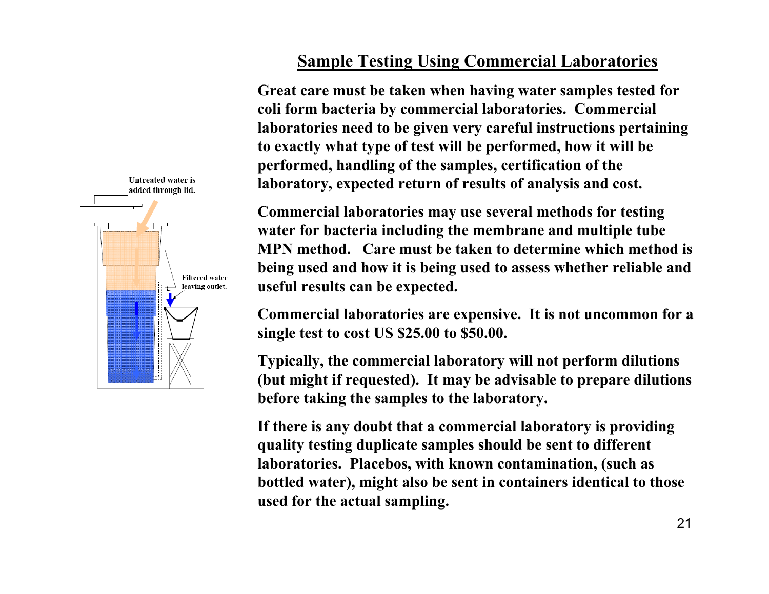## Sample Testing Using Commercial Laboratories

Untreated water is added through lid.

Filtered water leaving outlet.

**Great care must be taken when having water samples tested for coli form bacteria by commercial laboratories. Commercial laboratories need to be given very careful instructions pertaining to exactly what type of test will be performed, how it will be performed, handling of the samples, certification of the laboratory, expected return of results of analysis and cost.**

**Commercial laboratories may use several methods for testing water for bacteria including the membrane and multiple tube MPN method. Care must be taken to determine which method is being used and how it is being used to assess whether reliable and useful results can be expected.**

**Commercial laboratories are expensive. It is not uncommon for a single test to cost US $25.00 to $50.00.**

**Typically, the commercial laboratory will not perform dilutions (but might if requested). It may be advisable to prepare dilutions before taking the samples to the laboratory.**

**If there is any doubt that a commercial laboratory is providing quality testing duplicate samples should be sent to different laboratories. Placebos, with known contamination, (such as bottled water), might also be sent in containers identical to those used for the actual sampling.**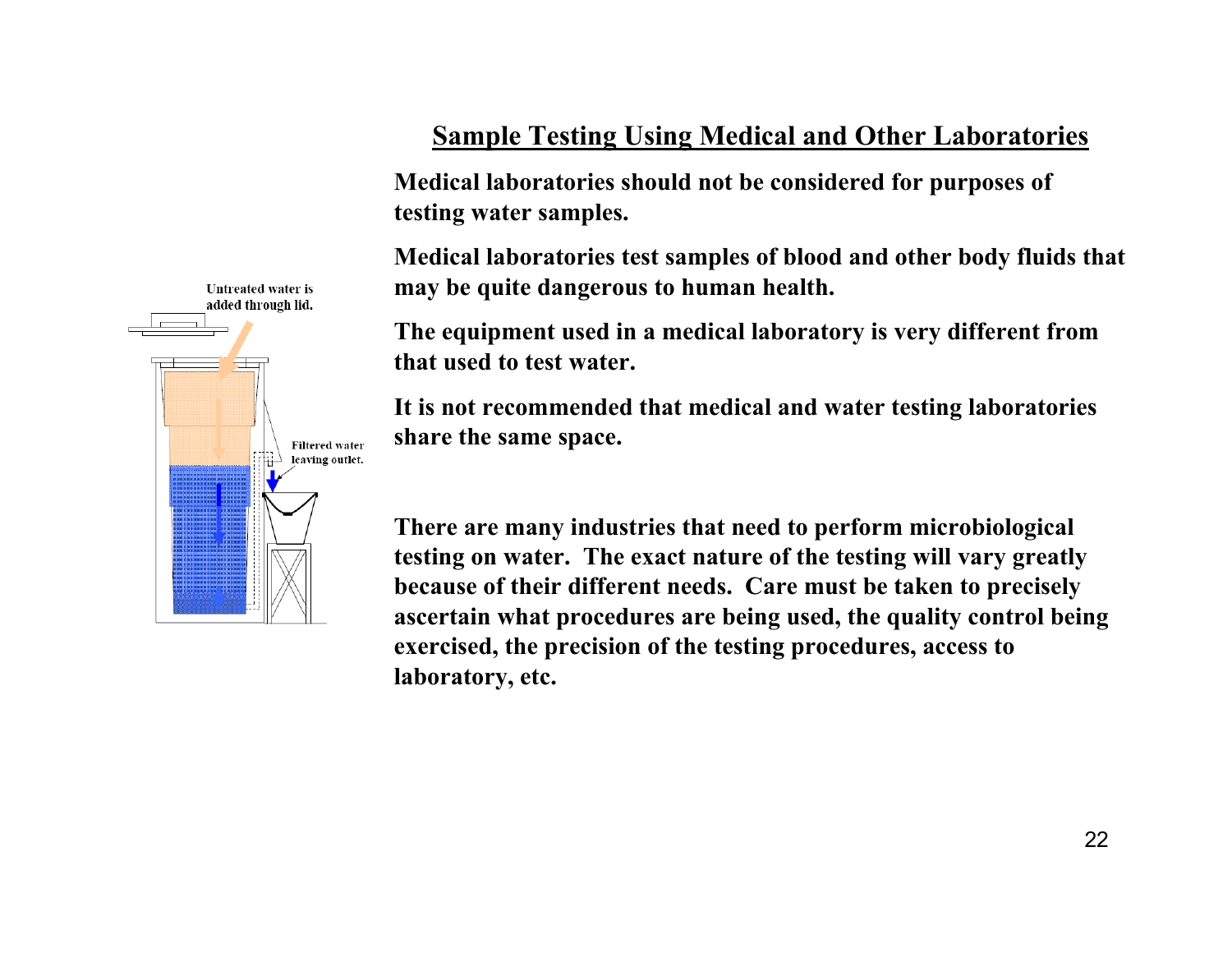## Sample Testing Using Medical and Other Laboratories

Untreated water is added through lid.

Filtered water leaving outlet.

**Medical laboratories should not be considered for purposes of testing water samples.**

**Medical laboratories test samples of blood and other body fluids that may be quite dangerous to human health.**

**The equipment used in a medical laboratory is very different from that used to test water.**

**It is not recommended that medical and water testing laboratories share the same space.**

**There are many industries that need to perform microbiological testing on water. The exact nature of the testing will vary greatly because of their different needs. Care must be taken to precisely ascertain what procedures are being used, the quality control being exercised, the precision of the testing procedures, access to laboratory, etc.**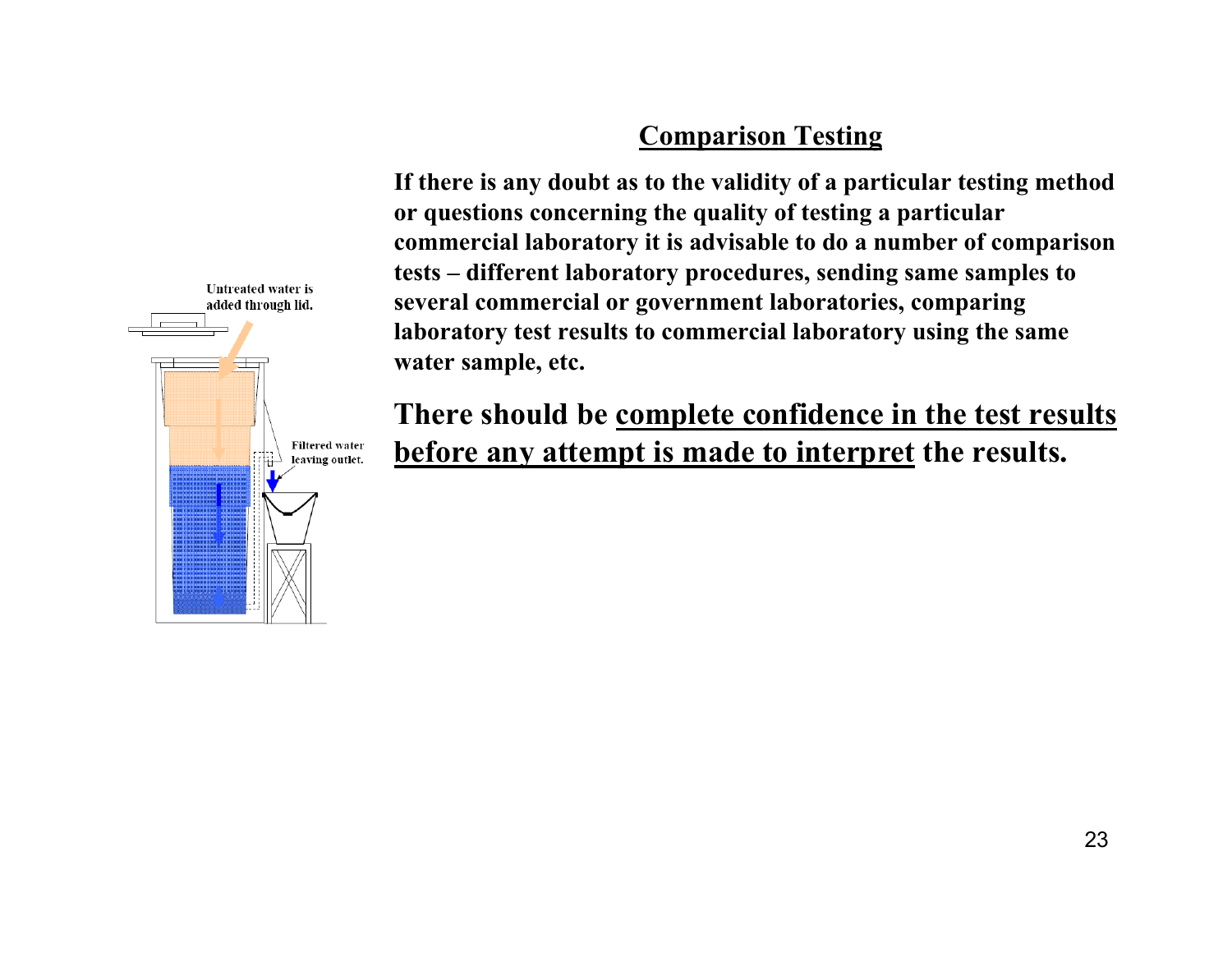## Comparison Testing

**If there is any doubt as to the validity of a particular testing method or questions concerning the quality of testing a particular commercial laboratory it is advisable to do a number of comparison tests – different laboratory procedures, sending same samples to several commercial or government laboratories, comparing laboratory test results to commercial laboratory using the same water sample, etc.**

**There should be complete confidence in the test results before any attempt is made to interpret the results.**

Untreated water is added through lid.

Filtered water leaving outlet.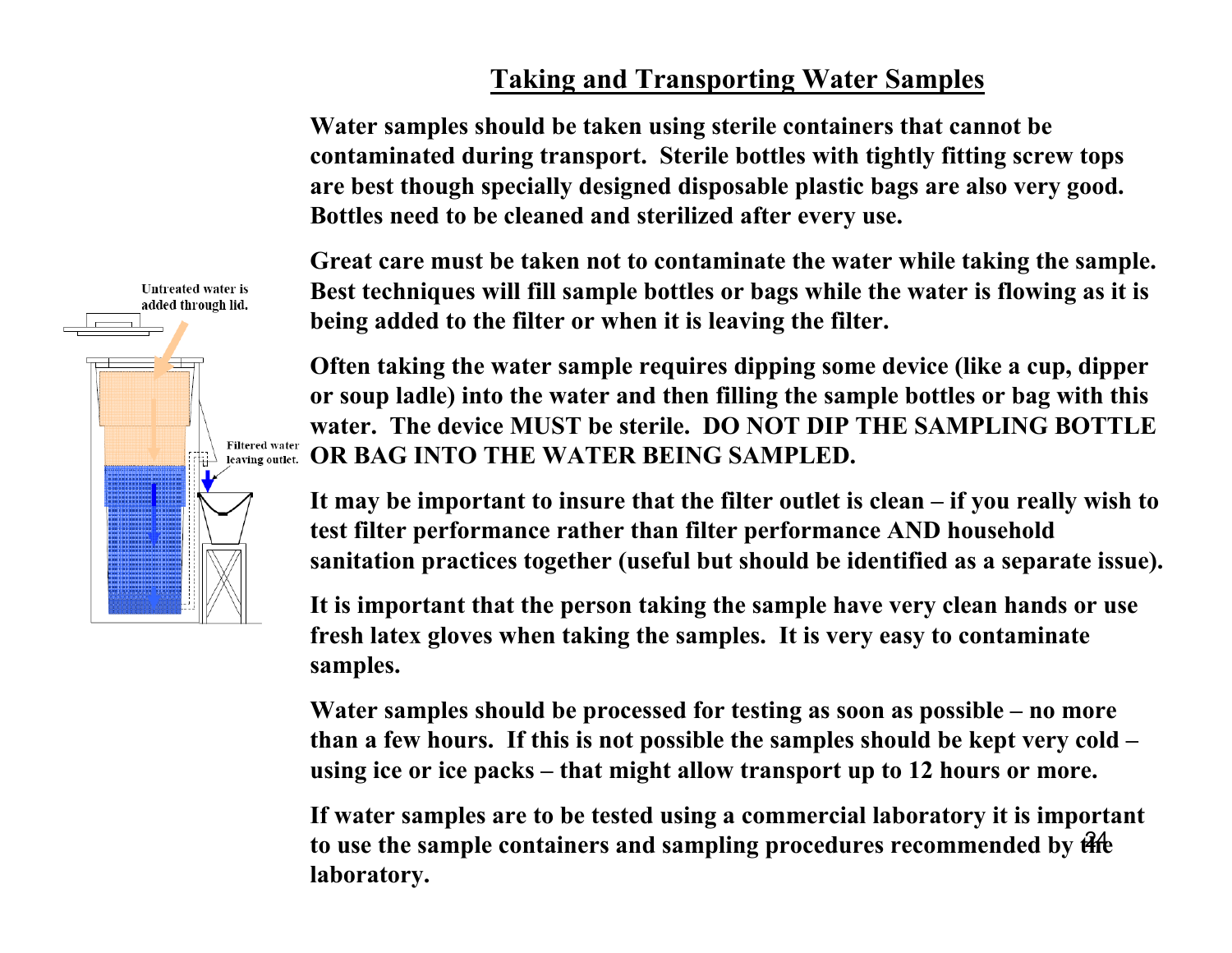## Taking and Transporting Water Samples

**Water samples should be taken using sterile containers that cannot be contaminated during transport. Sterile bottles with tightly fitting screw tops are best though specially designed disposable plastic bags are also very good. Bottles need to be cleaned and sterilized after every use.**

Untreated water is added through lid.

Filtered water leaving outlet.

**Great care must be taken not to contaminate the water while taking the sample. Best techniques will fill sample bottles or bags while the water is flowing as it is being added to the filter or when it is leaving the filter.**

**Often taking the water sample requires dipping some device (like a cup, dipper or soup ladle) into the water and then filling the sample bottles or bag with this water. The device MUST be sterile. DO NOT DIP THE SAMPLING BOTTLE OR BAG INTO THE WATER BEING SAMPLED.**

**It may be important to insure that the filter outlet is clean – if you really wish to test filter performance rather than filter performance AND household sanitation practices together (useful but should be identified as a separate issue).**

**It is important that the person taking the sample have very clean hands or use fresh latex gloves when taking the samples. It is very easy to contaminate samples.**

**Water samples should be processed for testing as soon as possible – no more than a few hours. If this is not possible the samples should be kept very cold – using ice or ice packs – that might allow transport up to 12 hours or more.**

**If water samples are to be tested using a commercial laboratory it is important to use the sample containers and sampling procedures recommended by the laboratory.**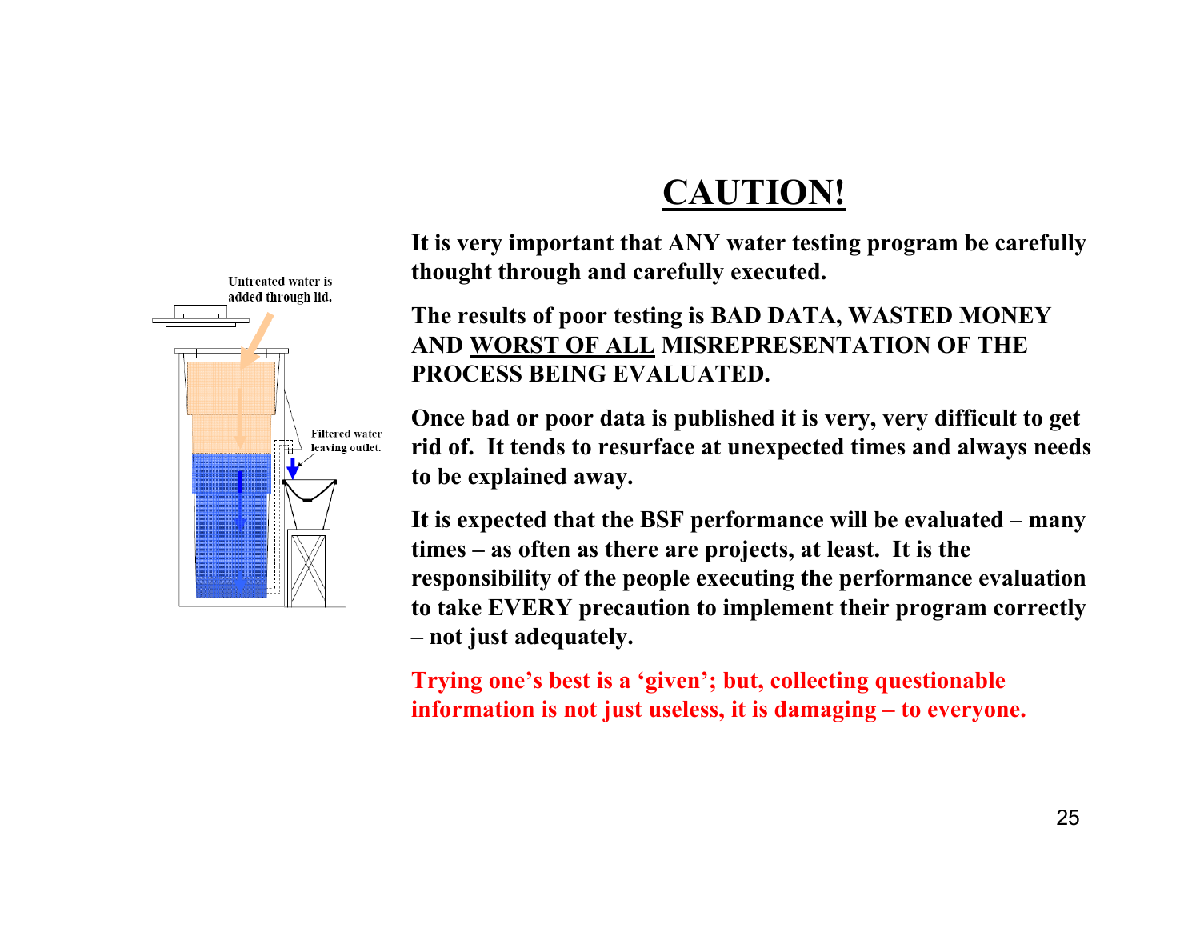# CAUTION!

Untreated water is added through lid.

Filtered water leaving outlet.

**It is very important that ANY water testing program be carefully thought through and carefully executed.**

**The results of poor testing is BAD DATA, WASTED MONEY AND WORST OF ALL MISREPRESENTATION OF THE PROCESS BEING EVALUATED.**

**Once bad or poor data is published it is very, very difficult to get rid of. It tends to resurface at unexpected times and always needs to be explained away.**

**It is expected that the BSF performance will be evaluated – many times – as often as there are projects, at least. It is the responsibility of the people executing the performance evaluation to take EVERY precaution to implement their program correctly – not just adequately.**

**Trying one's best is a 'given'; but, collecting questionable information is not just useless, it is damaging – to everyone.**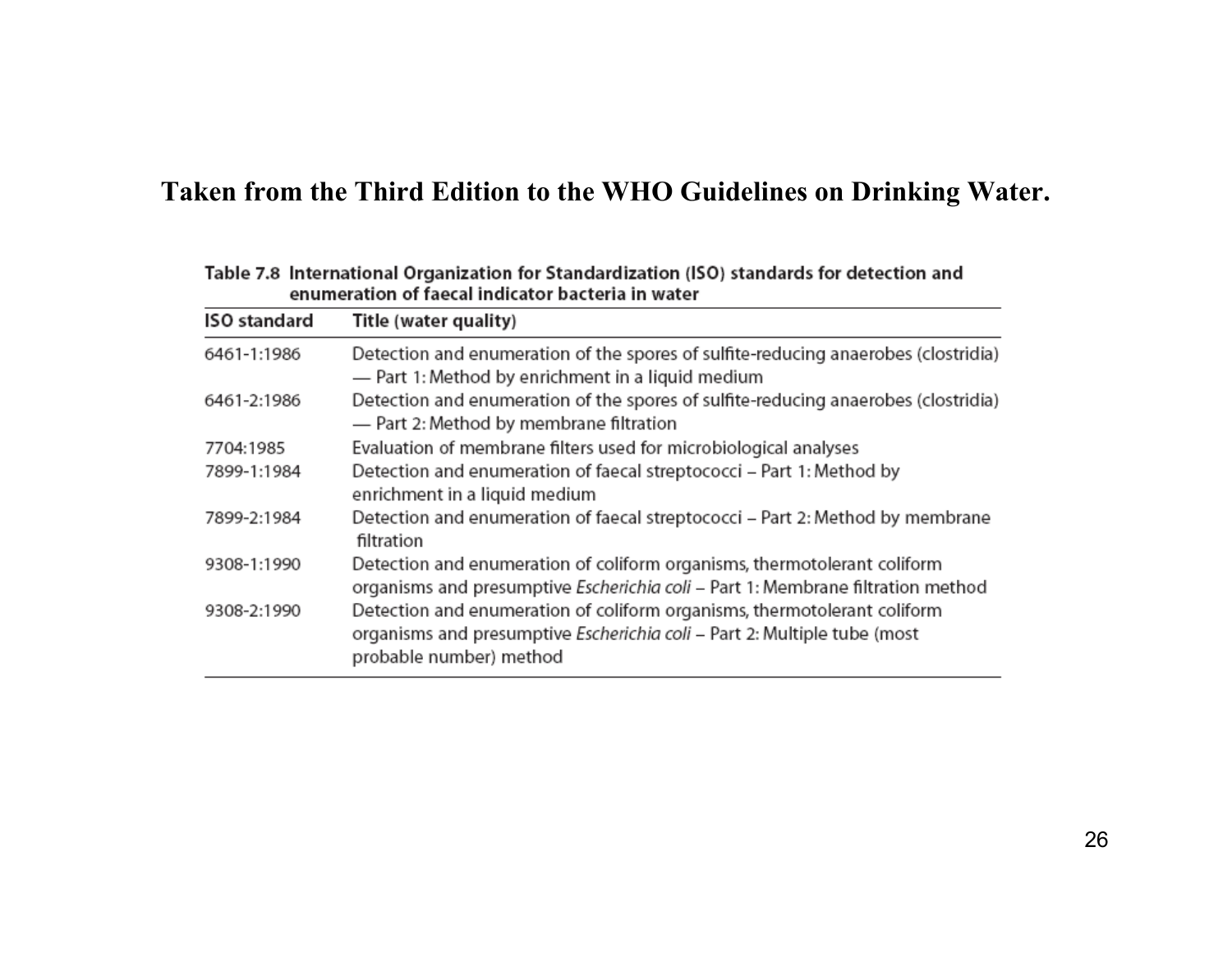**Taken from the Third Edition to the WHO Guidelines on Drinking Water.**

**Table 7.8 International Organization for Standardization (ISO) standards for detection and enumeration of faecal indicator bacteria in water**

| ISO standard | Title (water quality) |
|---|---|
| 6461-1:1986 | Detection and enumeration of the spores of sulfite-reducing anaerobes (clostridia) — Part 1: Method by enrichment in a liquid medium |
| 6461-2:1986 | Detection and enumeration of the spores of sulfite-reducing anaerobes (clostridia) — Part 2: Method by membrane filtration |
| 7704:1985 | Evaluation of membrane filters used for microbiological analyses |
| 7899-1:1984 | Detection and enumeration of faecal streptococci – Part 1: Method by enrichment in a liquid medium |
| 7899-2:1984 | Detection and enumeration of faecal streptococci – Part 2: Method by membrane filtration |
| 9308-1:1990 | Detection and enumeration of coliform organisms, thermotolerant coliform organisms and presumptive *Escherichia coli* – Part 1: Membrane filtration method |
| 9308-2:1990 | Detection and enumeration of coliform organisms, thermotolerant coliform organisms and presumptive *Escherichia coli* – Part 2: Multiple tube (most probable number) method |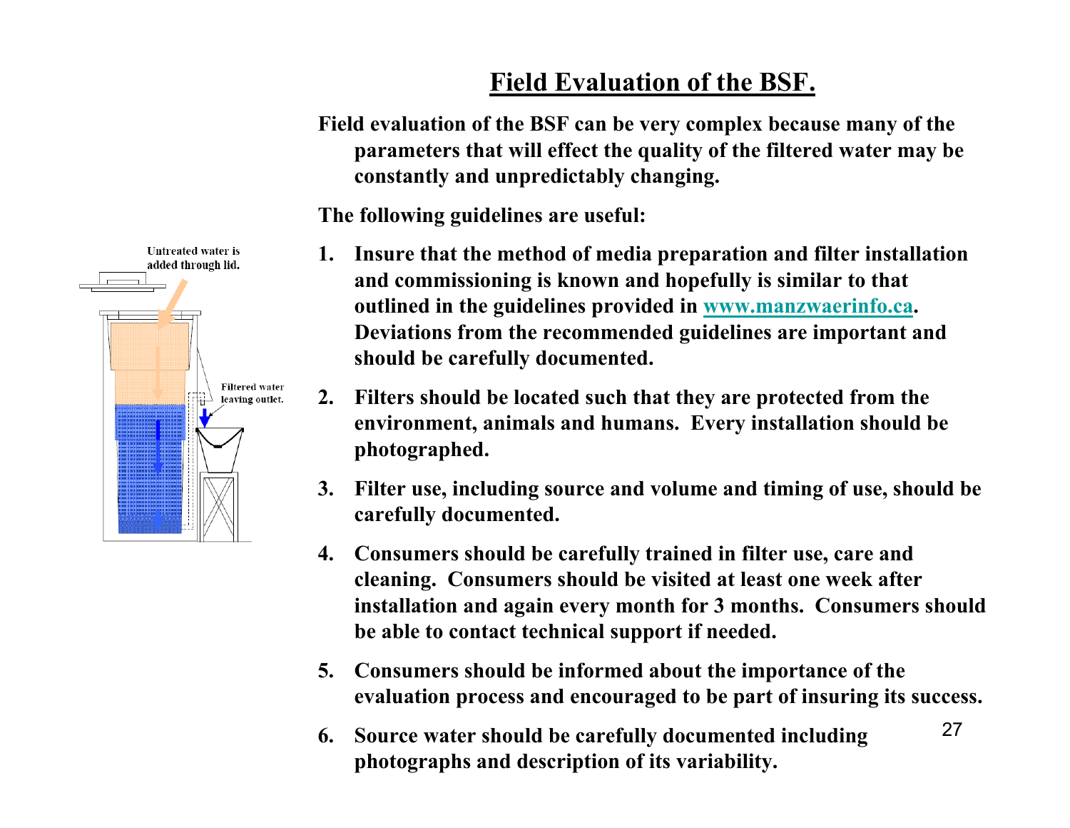# Field Evaluation of the BSF.

Field evaluation of the BSF can be very complex because many of the parameters that will effect the quality of the filtered water may be constantly and unpredictably changing.

The following guidelines are useful:

Untreated water is added through lid.

Filtered water leaving outlet.

1. Insure that the method of media preparation and filter installation and commissioning is known and hopefully is similar to that outlined in the guidelines provided in www.manzwaerinfo.ca. Deviations from the recommended guidelines are important and should be carefully documented.
2. Filters should be located such that they are protected from the environment, animals and humans. Every installation should be photographed.
3. Filter use, including source and volume and timing of use, should be carefully documented.
4. Consumers should be carefully trained in filter use, care and cleaning. Consumers should be visited at least one week after installation and again every month for 3 months. Consumers should be able to contact technical support if needed.
5. Consumers should be informed about the importance of the evaluation process and encouraged to be part of insuring its success.
6. Source water should be carefully documented including photographs and description of its variability.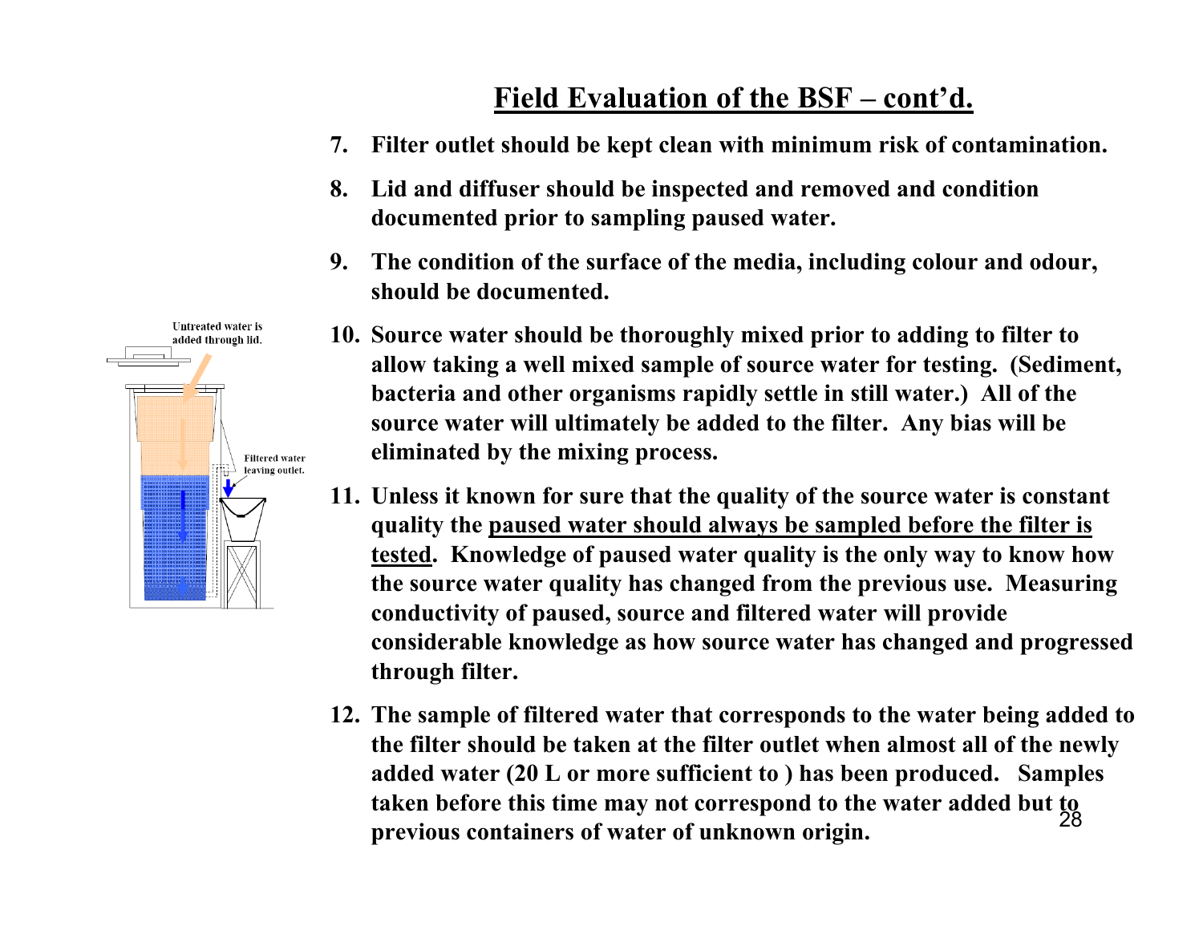## Field Evaluation of the BSF – cont'd.

Untreated water is added through lid.

Filtered water leaving outlet.

7. **Filter outlet should be kept clean with minimum risk of contamination.**
8. **Lid and diffuser should be inspected and removed and condition documented prior to sampling paused water.**
9. **The condition of the surface of the media, including colour and odour, should be documented.**
10. **Source water should be thoroughly mixed prior to adding to filter to allow taking a well mixed sample of source water for testing. (Sediment, bacteria and other organisms rapidly settle in still water.) All of the source water will ultimately be added to the filter. Any bias will be eliminated by the mixing process.**
11. **Unless it known for sure that the quality of the source water is constant quality the paused water should always be sampled before the filter is tested. Knowledge of paused water quality is the only way to know how the source water quality has changed from the previous use. Measuring conductivity of paused, source and filtered water will provide considerable knowledge as how source water has changed and progressed through filter.**
12. **The sample of filtered water that corresponds to the water being added to the filter should be taken at the filter outlet when almost all of the newly added water (20 L or more sufficient to ) has been produced. Samples taken before this time may not correspond to the water added but to previous containers of water of unknown origin.**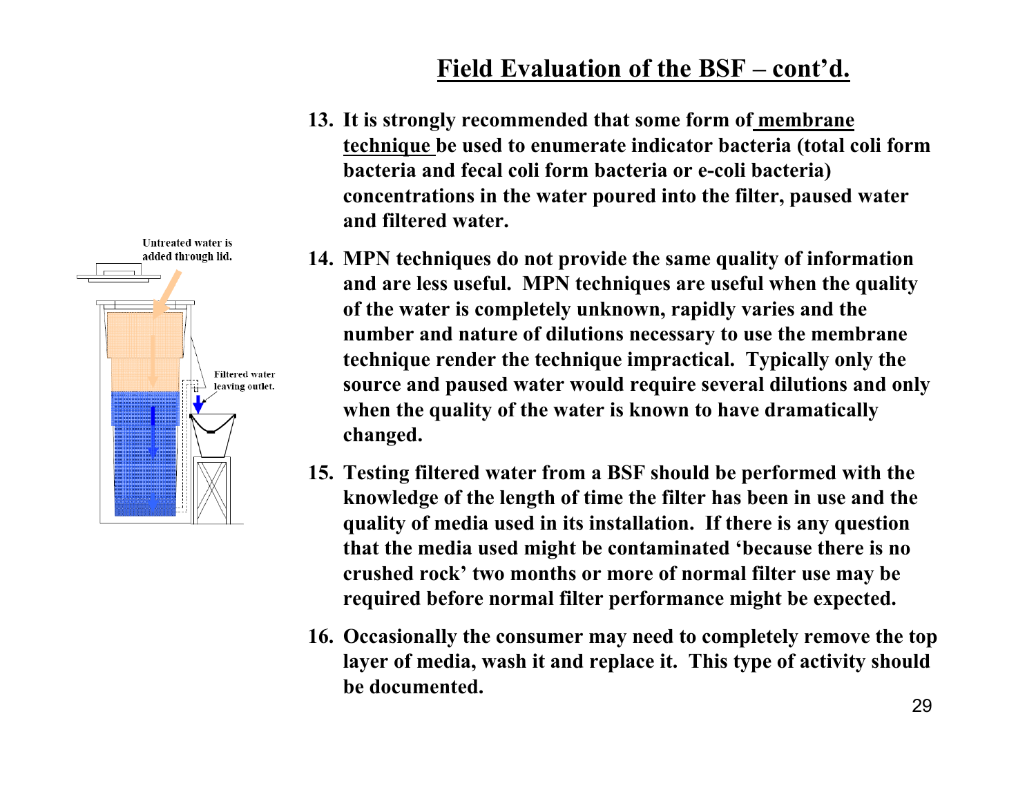## Field Evaluation of the BSF – cont'd.

13. It is strongly recommended that some form of membrane technique be used to enumerate indicator bacteria (total coli form bacteria and fecal coli form bacteria or e-coli bacteria) concentrations in the water poured into the filter, paused water and filtered water.

14. MPN techniques do not provide the same quality of information and are less useful. MPN techniques are useful when the quality of the water is completely unknown, rapidly varies and the number and nature of dilutions necessary to use the membrane technique render the technique impractical. Typically only the source and paused water would require several dilutions and only when the quality of the water is known to have dramatically changed.

15. Testing filtered water from a BSF should be performed with the knowledge of the length of time the filter has been in use and the quality of media used in its installation. If there is any question that the media used might be contaminated 'because there is no crushed rock' two months or more of normal filter use may be required before normal filter performance might be expected.

16. Occasionally the consumer may need to completely remove the top layer of media, wash it and replace it. This type of activity should be documented.

Untreated water is added through lid.

Filtered water leaving outlet.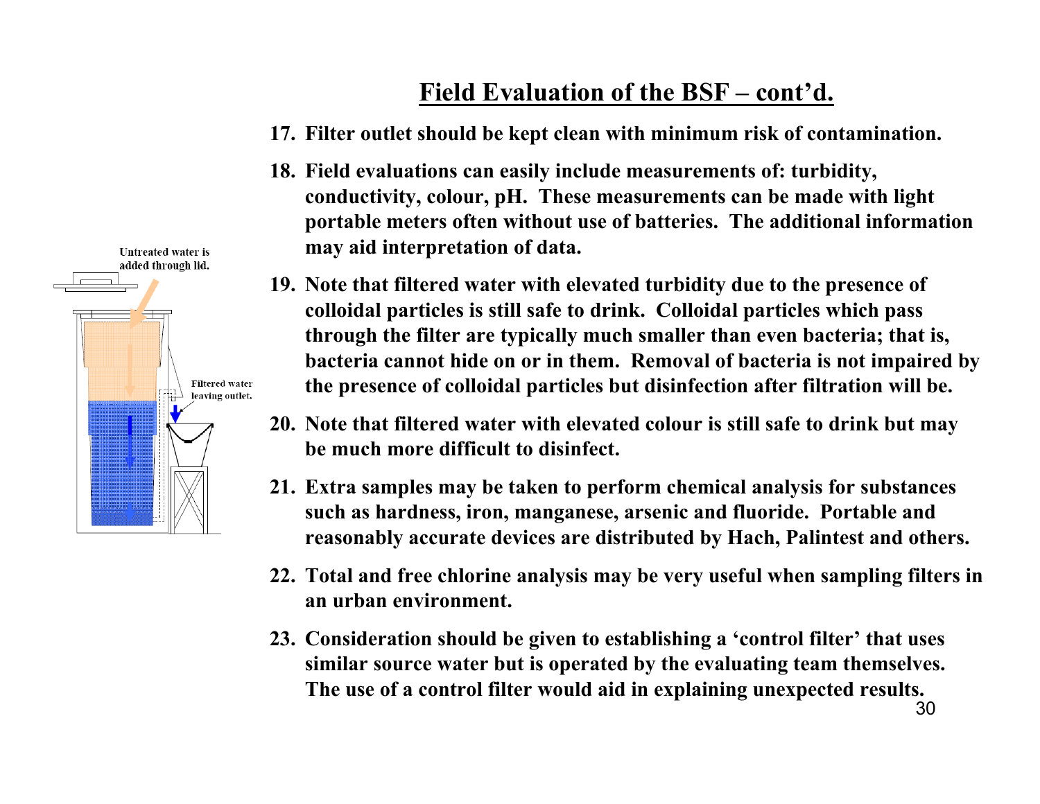## Field Evaluation of the BSF – cont'd.

Untreated water is added through lid.

Filtered water leaving outlet.

17. **Filter outlet should be kept clean with minimum risk of contamination.**
18. **Field evaluations can easily include measurements of: turbidity, conductivity, colour, pH. These measurements can be made with light portable meters often without use of batteries. The additional information may aid interpretation of data.**
19. **Note that filtered water with elevated turbidity due to the presence of colloidal particles is still safe to drink. Colloidal particles which pass through the filter are typically much smaller than even bacteria; that is, bacteria cannot hide on or in them. Removal of bacteria is not impaired by the presence of colloidal particles but disinfection after filtration will be.**
20. **Note that filtered water with elevated colour is still safe to drink but may be much more difficult to disinfect.**
21. **Extra samples may be taken to perform chemical analysis for substances such as hardness, iron, manganese, arsenic and fluoride. Portable and reasonably accurate devices are distributed by Hach, Palintest and others.**
22. **Total and free chlorine analysis may be very useful when sampling filters in an urban environment.**
23. **Consideration should be given to establishing a 'control filter' that uses similar source water but is operated by the evaluating team themselves. The use of a control filter would aid in explaining unexpected results.**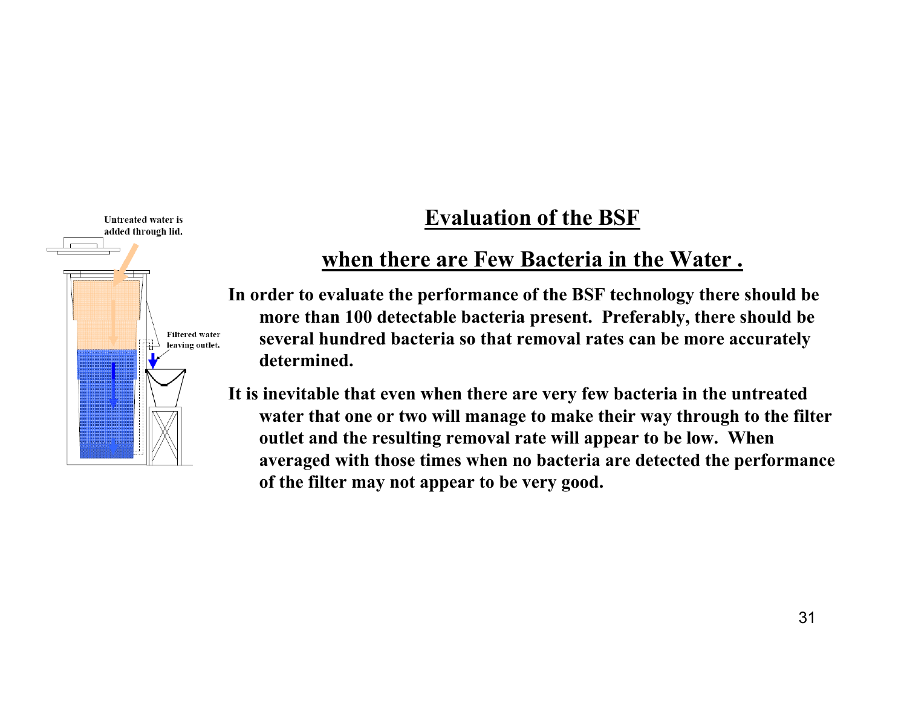Untreated water is added through lid.

Filtered water leaving outlet.

# Evaluation of the BSF

## when there are Few Bacteria in the Water .

**In order to evaluate the performance of the BSF technology there should be more than 100 detectable bacteria present. Preferably, there should be several hundred bacteria so that removal rates can be more accurately determined.**

**It is inevitable that even when there are very few bacteria in the untreated water that one or two will manage to make their way through to the filter outlet and the resulting removal rate will appear to be low. When averaged with those times when no bacteria are detected the performance of the filter may not appear to be very good.**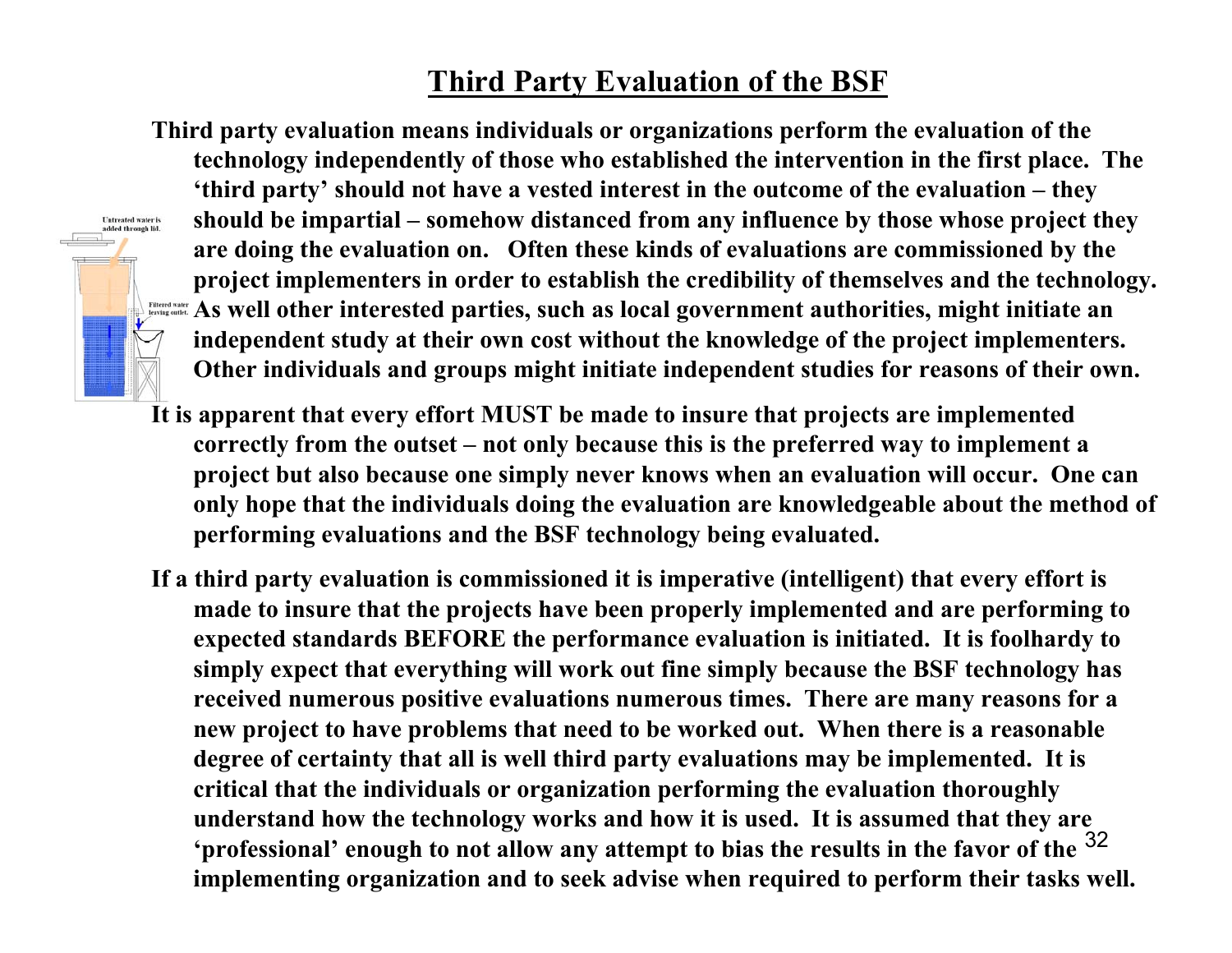# Third Party Evaluation of the BSF

**Third party evaluation means individuals or organizations perform the evaluation of the technology independently of those who established the intervention in the first place. The 'third party' should not have a vested interest in the outcome of the evaluation – they should be impartial – somehow distanced from any influence by those whose project they are doing the evaluation on. Often these kinds of evaluations are commissioned by the project implementers in order to establish the credibility of themselves and the technology. As well other interested parties, such as local government authorities, might initiate an independent study at their own cost without the knowledge of the project implementers. Other individuals and groups might initiate independent studies for reasons of their own.**

**It is apparent that every effort MUST be made to insure that projects are implemented correctly from the outset – not only because this is the preferred way to implement a project but also because one simply never knows when an evaluation will occur. One can only hope that the individuals doing the evaluation are knowledgeable about the method of performing evaluations and the BSF technology being evaluated.**

**If a third party evaluation is commissioned it is imperative (intelligent) that every effort is made to insure that the projects have been properly implemented and are performing to expected standards BEFORE the performance evaluation is initiated. It is foolhardy to simply expect that everything will work out fine simply because the BSF technology has received numerous positive evaluations numerous times. There are many reasons for a new project to have problems that need to be worked out. When there is a reasonable degree of certainty that all is well third party evaluations may be implemented. It is critical that the individuals or organization performing the evaluation thoroughly understand how the technology works and how it is used. It is assumed that they are 'professional' enough to not allow any attempt to bias the results in the favor of the implementing organization and to seek advise when required to perform their tasks well.**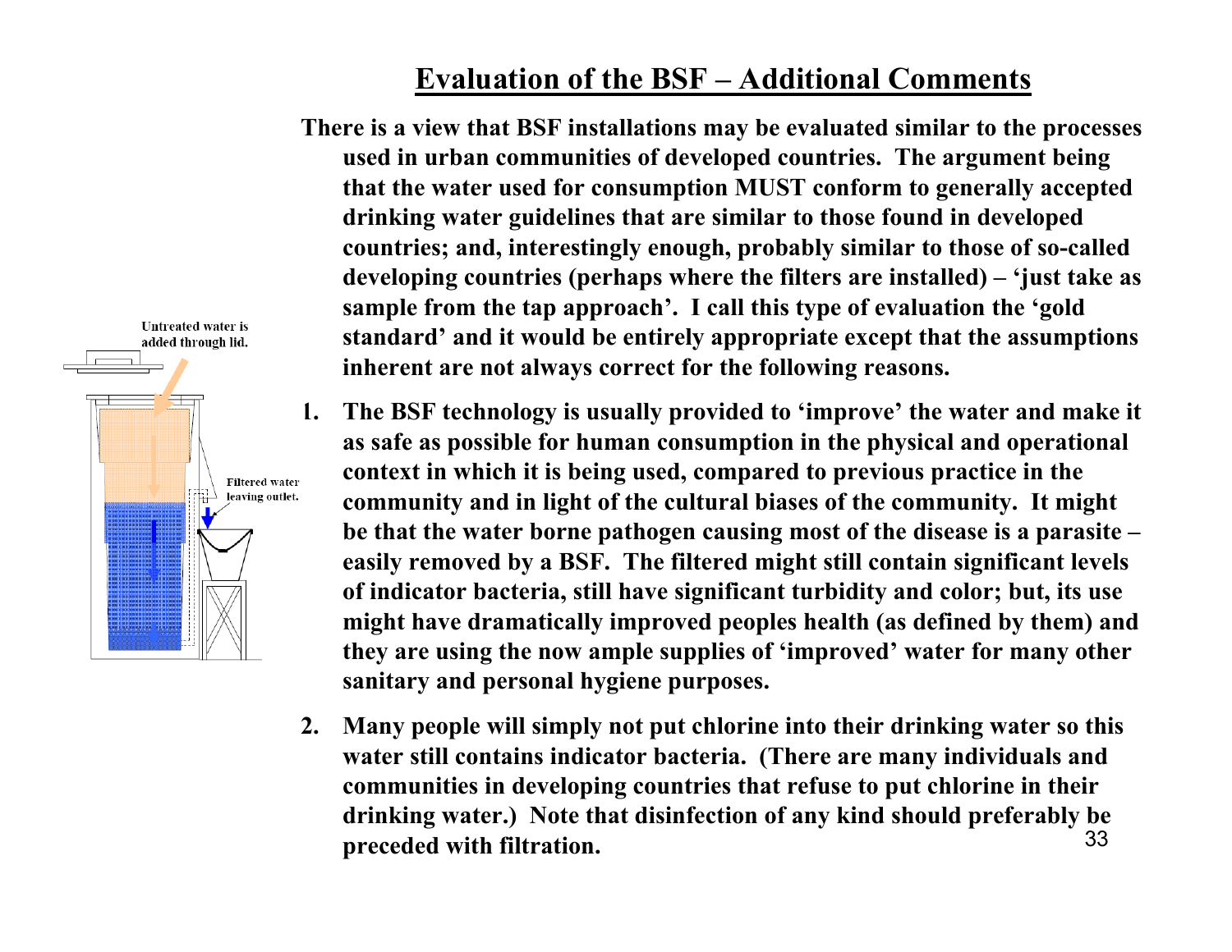## Evaluation of the BSF – Additional Comments

Untreated water is added through lid.

Filtered water leaving outlet.

There is a view that BSF installations may be evaluated similar to the processes used in urban communities of developed countries. The argument being that the water used for consumption MUST conform to generally accepted drinking water guidelines that are similar to those found in developed countries; and, interestingly enough, probably similar to those of so-called developing countries (perhaps where the filters are installed) – 'just take as sample from the tap approach'. I call this type of evaluation the 'gold standard' and it would be entirely appropriate except that the assumptions inherent are not always correct for the following reasons.

1. The BSF technology is usually provided to 'improve' the water and make it as safe as possible for human consumption in the physical and operational context in which it is being used, compared to previous practice in the community and in light of the cultural biases of the community. It might be that the water borne pathogen causing most of the disease is a parasite – easily removed by a BSF. The filtered might still contain significant levels of indicator bacteria, still have significant turbidity and color; but, its use might have dramatically improved peoples health (as defined by them) and they are using the now ample supplies of 'improved' water for many other sanitary and personal hygiene purposes.

2. Many people will simply not put chlorine into their drinking water so this water still contains indicator bacteria. (There are many individuals and communities in developing countries that refuse to put chlorine in their drinking water.) Note that disinfection of any kind should preferably be preceded with filtration.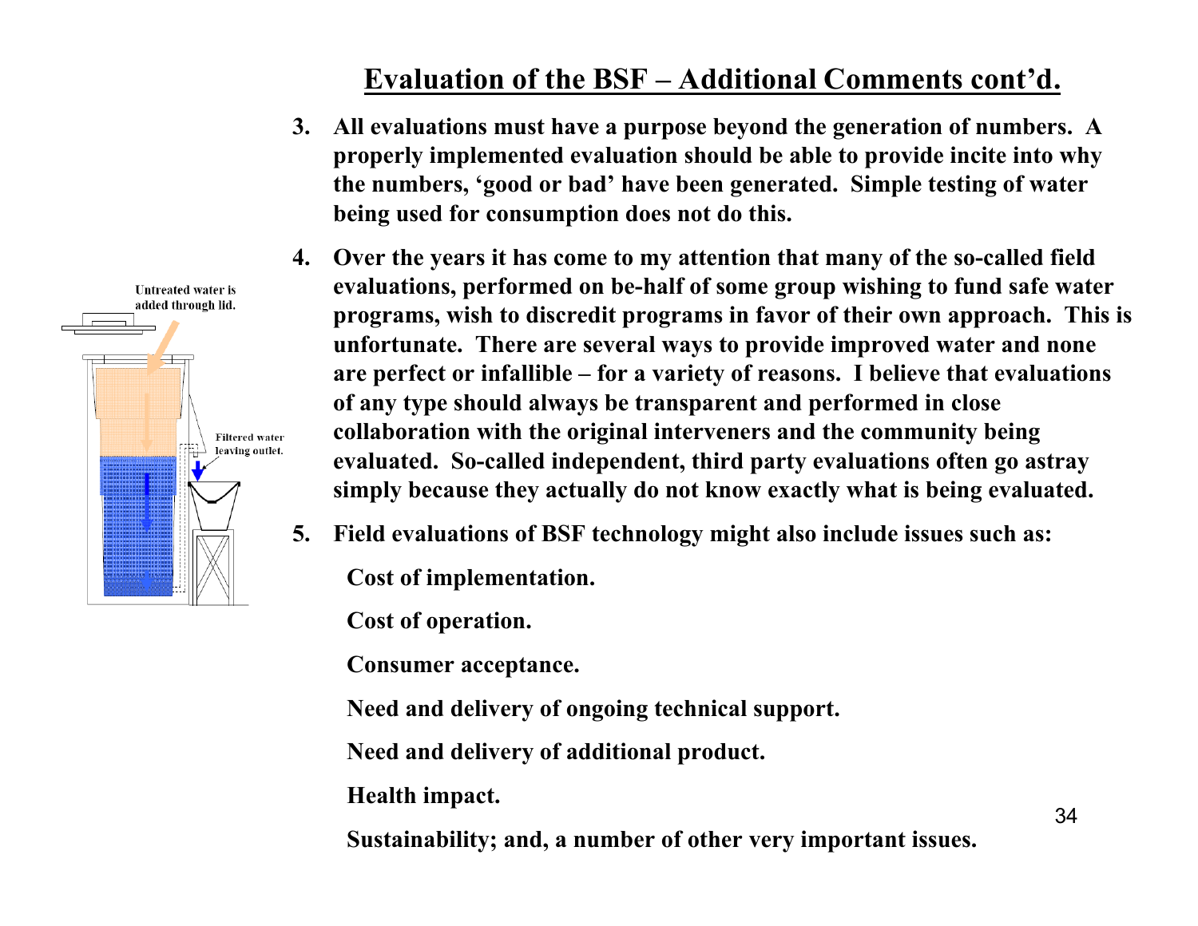## Evaluation of the BSF – Additional Comments cont'd.

3. **All evaluations must have a purpose beyond the generation of numbers. A properly implemented evaluation should be able to provide incite into why the numbers, 'good or bad' have been generated. Simple testing of water being used for consumption does not do this.**

4. **Over the years it has come to my attention that many of the so-called field evaluations, performed on be-half of some group wishing to fund safe water programs, wish to discredit programs in favor of their own approach. This is unfortunate. There are several ways to provide improved water and none are perfect or infallible – for a variety of reasons. I believe that evaluations of any type should always be transparent and performed in close collaboration with the original interveners and the community being evaluated. So-called independent, third party evaluations often go astray simply because they actually do not know exactly what is being evaluated.**

5. **Field evaluations of BSF technology might also include issues such as:**

   **Cost of implementation.**

   **Cost of operation.**

   **Consumer acceptance.**

   **Need and delivery of ongoing technical support.**

   **Need and delivery of additional product.**

   **Health impact.**

   **Sustainability; and, a number of other very important issues.**

Untreated water is added through lid.

Filtered water leaving outlet.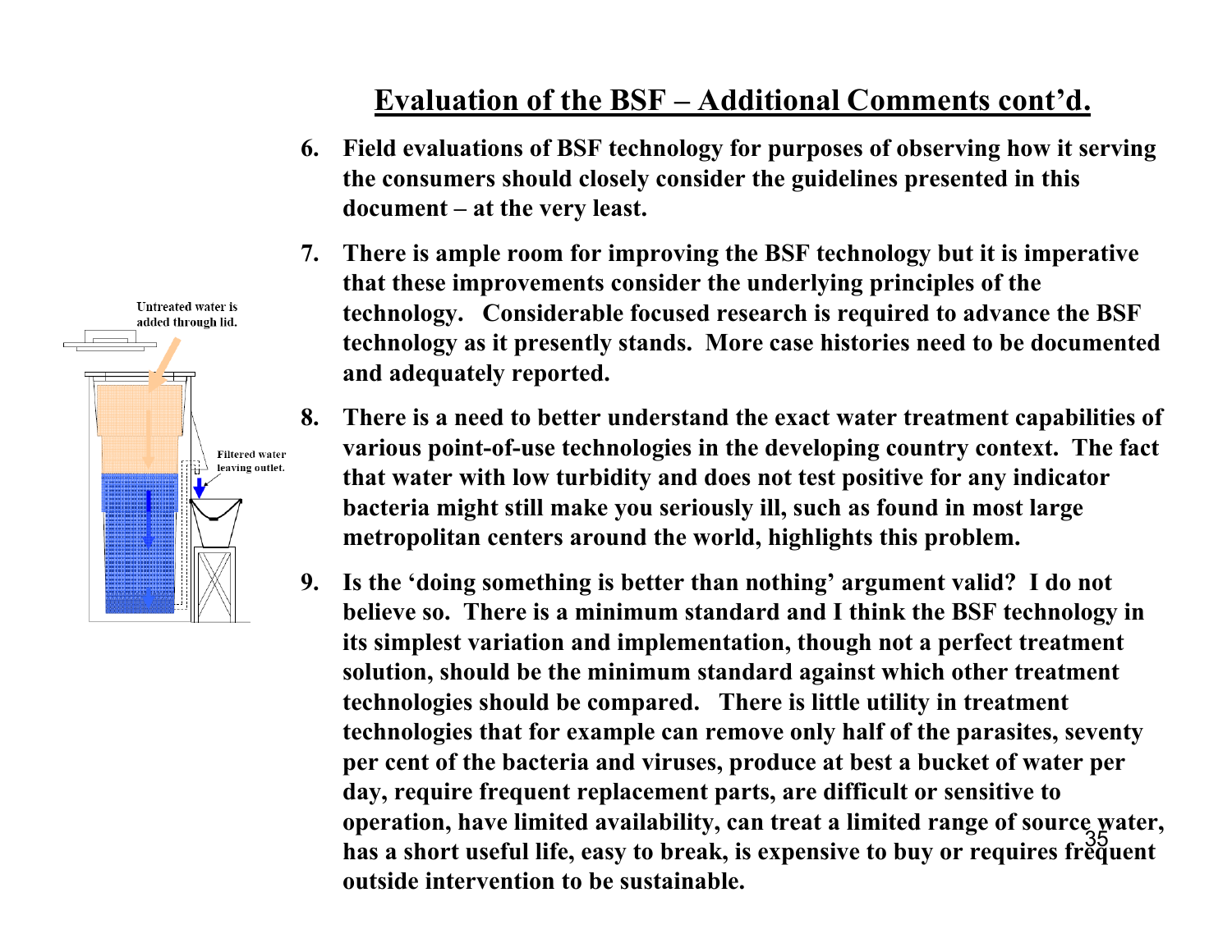## Evaluation of the BSF – Additional Comments cont'd.

Untreated water is added through lid.

Filtered water leaving outlet.

6. **Field evaluations of BSF technology for purposes of observing how it serving the consumers should closely consider the guidelines presented in this document – at the very least.**

7. **There is ample room for improving the BSF technology but it is imperative that these improvements consider the underlying principles of the technology. Considerable focused research is required to advance the BSF technology as it presently stands. More case histories need to be documented and adequately reported.**

8. **There is a need to better understand the exact water treatment capabilities of various point-of-use technologies in the developing country context. The fact that water with low turbidity and does not test positive for any indicator bacteria might still make you seriously ill, such as found in most large metropolitan centers around the world, highlights this problem.**

9. **Is the 'doing something is better than nothing' argument valid? I do not believe so. There is a minimum standard and I think the BSF technology in its simplest variation and implementation, though not a perfect treatment solution, should be the minimum standard against which other treatment technologies should be compared. There is little utility in treatment technologies that for example can remove only half of the parasites, seventy per cent of the bacteria and viruses, produce at best a bucket of water per day, require frequent replacement parts, are difficult or sensitive to operation, have limited availability, can treat a limited range of source water, has a short useful life, easy to break, is expensive to buy or requires frequent outside intervention to be sustainable.**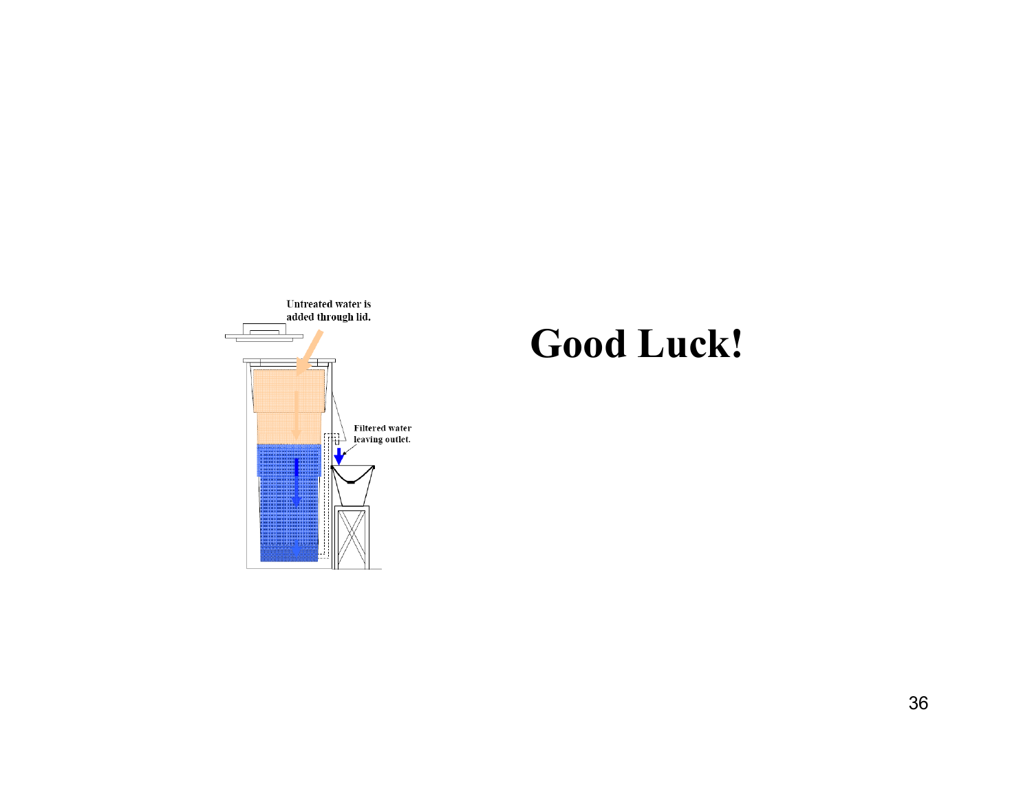Untreated water is added through lid.

Filtered water leaving outlet.

# Good Luck!